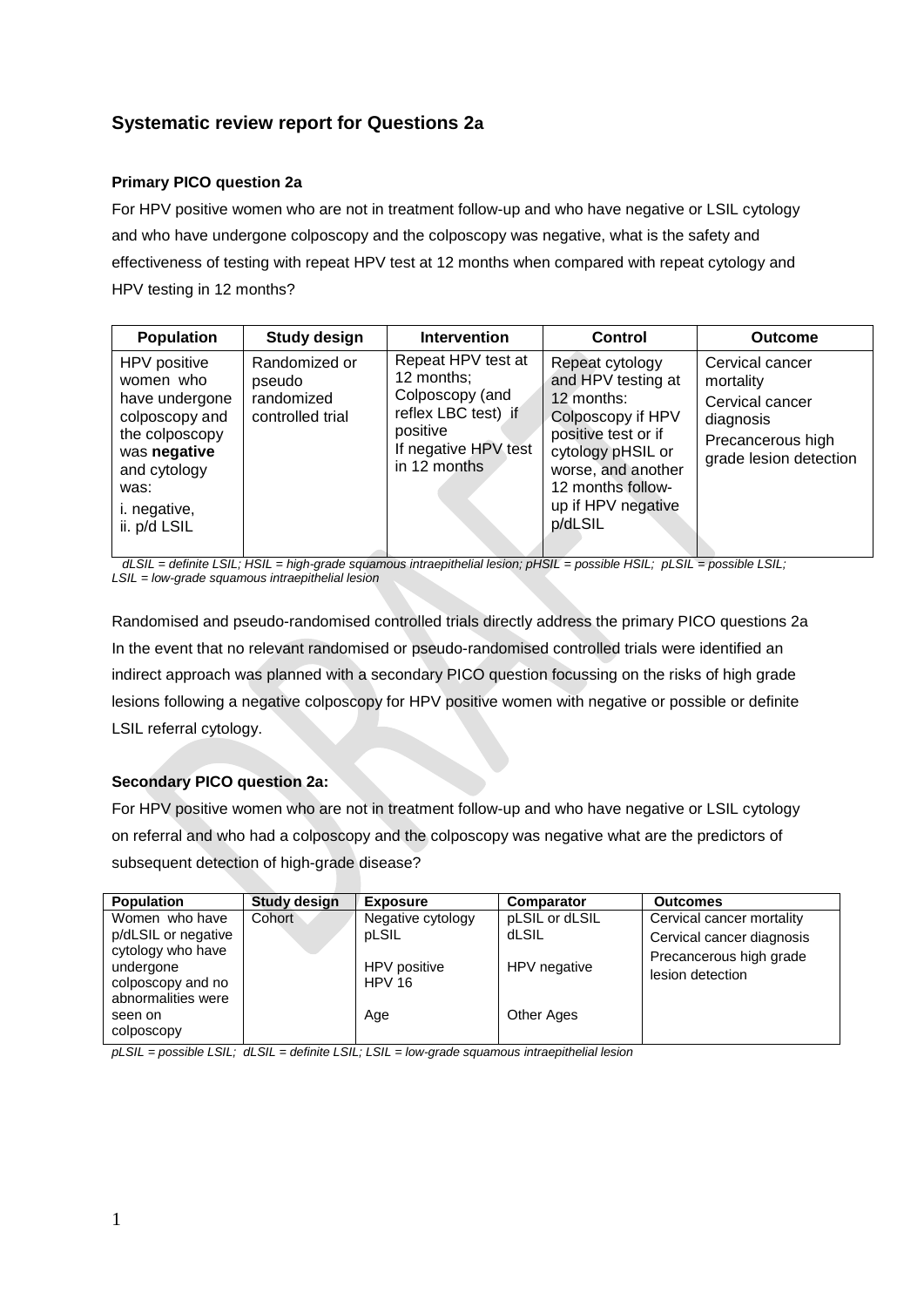## Systematic review report for Questions 2a

### Primary PICO question 2a

For HPV positive women who are not in treatment follow-up and who have negative or LSIL cytology and who have undergone colposcopy and the colposcopy was negative, what is the safety and effectiveness of testing with repeat HPV test at 12 months when compared with repeat cytology and HPV testing in 12 months?

| Population | Study design | Intervention | Control | Outcome |
|---|---|---|---|---|
| HPV positive women who have undergone colposcopy and the colposcopy was **negative** and cytology was:<br>i. negative,<br>ii. p/d LSIL | Randomized or pseudo randomized controlled trial | Repeat HPV test at 12 months;<br>Colposcopy (and reflex LBC test) if positive<br>If negative HPV test in 12 months | Repeat cytology and HPV testing at 12 months:<br>Colposcopy if HPV positive test or if cytology pHSIL or worse, and another 12 months follow-up if HPV negative p/dLSIL | Cervical cancer mortality<br>Cervical cancer diagnosis<br>Precancerous high grade lesion detection |

*dLSIL = definite LSIL; HSIL = high-grade squamous intraepithelial lesion; pHSIL = possible HSIL; pLSIL = possible LSIL; LSIL = low-grade squamous intraepithelial lesion*

Randomised and pseudo-randomised controlled trials directly address the primary PICO questions 2a In the event that no relevant randomised or pseudo-randomised controlled trials were identified an indirect approach was planned with a secondary PICO question focussing on the risks of high grade lesions following a negative colposcopy for HPV positive women with negative or possible or definite LSIL referral cytology.

### Secondary PICO question 2a:

For HPV positive women who are not in treatment follow-up and who have negative or LSIL cytology on referral and who had a colposcopy and the colposcopy was negative what are the predictors of subsequent detection of high-grade disease?

| Population | Study design | Exposure | Comparator | Outcomes |
|---|---|---|---|---|
| Women who have p/dLSIL or negative cytology who have undergone colposcopy and no abnormalities were seen on colposcopy | Cohort | Negative cytology<br>pLSIL<br><br>HPV positive<br>HPV 16<br><br>Age | pLSIL or dLSIL<br>dLSIL<br><br>HPV negative<br><br><br>Other Ages | Cervical cancer mortality<br>Cervical cancer diagnosis<br>Precancerous high grade lesion detection |

*pLSIL = possible LSIL; dLSIL = definite LSIL; LSIL = low-grade squamous intraepithelial lesion*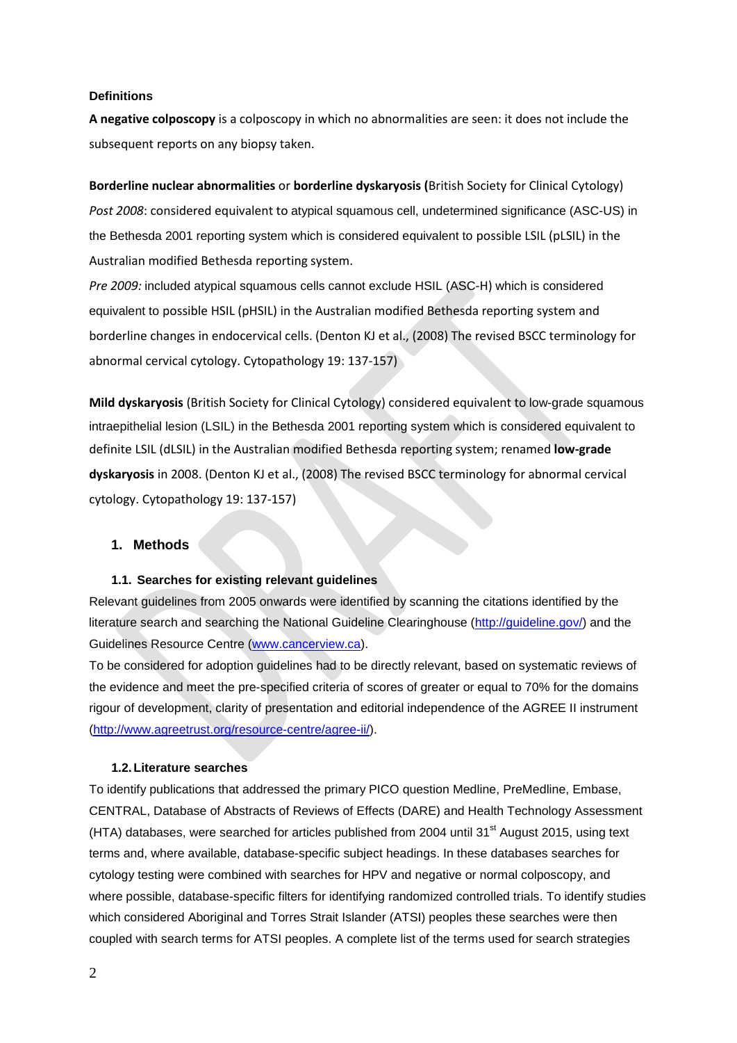**Definitions**

**A negative colposcopy** is a colposcopy in which no abnormalities are seen: it does not include the subsequent reports on any biopsy taken.

**Borderline nuclear abnormalities** or **borderline dyskaryosis (**British Society for Clinical Cytology)
*Post 2008*: considered equivalent to atypical squamous cell, undetermined significance (ASC-US) in the Bethesda 2001 reporting system which is considered equivalent to possible LSIL (pLSIL) in the Australian modified Bethesda reporting system.
*Pre 2009:* included atypical squamous cells cannot exclude HSIL (ASC-H) which is considered equivalent to possible HSIL (pHSIL) in the Australian modified Bethesda reporting system and borderline changes in endocervical cells. (Denton KJ et al., (2008) The revised BSCC terminology for abnormal cervical cytology. Cytopathology 19: 137-157)

**Mild dyskaryosis** (British Society for Clinical Cytology) considered equivalent to low-grade squamous intraepithelial lesion (LSIL) in the Bethesda 2001 reporting system which is considered equivalent to definite LSIL (dLSIL) in the Australian modified Bethesda reporting system; renamed **low-grade dyskaryosis** in 2008. (Denton KJ et al., (2008) The revised BSCC terminology for abnormal cervical cytology. Cytopathology 19: 137-157)

## 1. Methods

### 1.1. Searches for existing relevant guidelines

Relevant guidelines from 2005 onwards were identified by scanning the citations identified by the literature search and searching the National Guideline Clearinghouse (http://guideline.gov/) and the Guidelines Resource Centre (www.cancerview.ca).

To be considered for adoption guidelines had to be directly relevant, based on systematic reviews of the evidence and meet the pre-specified criteria of scores of greater or equal to 70% for the domains rigour of development, clarity of presentation and editorial independence of the AGREE II instrument (http://www.agreetrust.org/resource-centre/agree-ii/).

### 1.2. Literature searches

To identify publications that addressed the primary PICO question Medline, PreMedline, Embase, CENTRAL, Database of Abstracts of Reviews of Effects (DARE) and Health Technology Assessment (HTA) databases, were searched for articles published from 2004 until 31st August 2015, using text terms and, where available, database-specific subject headings. In these databases searches for cytology testing were combined with searches for HPV and negative or normal colposcopy, and where possible, database-specific filters for identifying randomized controlled trials. To identify studies which considered Aboriginal and Torres Strait Islander (ATSI) peoples these searches were then coupled with search terms for ATSI peoples. A complete list of the terms used for search strategies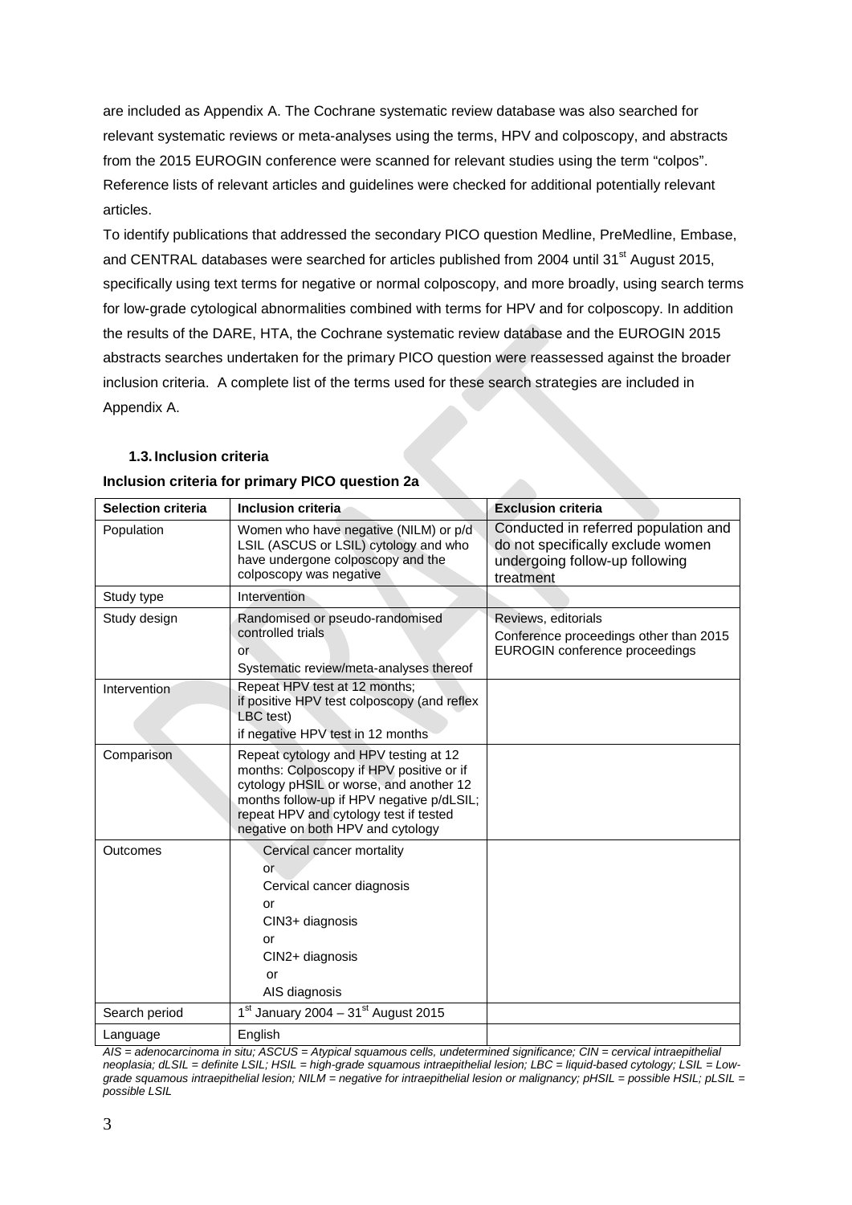are included as Appendix A. The Cochrane systematic review database was also searched for relevant systematic reviews or meta-analyses using the terms, HPV and colposcopy, and abstracts from the 2015 EUROGIN conference were scanned for relevant studies using the term "colpos". Reference lists of relevant articles and guidelines were checked for additional potentially relevant articles.

To identify publications that addressed the secondary PICO question Medline, PreMedline, Embase, and CENTRAL databases were searched for articles published from 2004 until 31[st] August 2015, specifically using text terms for negative or normal colposcopy, and more broadly, using search terms for low-grade cytological abnormalities combined with terms for HPV and for colposcopy. In addition the results of the DARE, HTA, the Cochrane systematic review database and the EUROGIN 2015 abstracts searches undertaken for the primary PICO question were reassessed against the broader inclusion criteria. A complete list of the terms used for these search strategies are included in Appendix A.

### 1.3. Inclusion criteria

**Inclusion criteria for primary PICO question 2a**

| Selection criteria | Inclusion criteria | Exclusion criteria |
|---|---|---|
| Population | Women who have negative (NILM) or p/d LSIL (ASCUS or LSIL) cytology and who have undergone colposcopy and the colposcopy was negative | Conducted in referred population and do not specifically exclude women undergoing follow-up following treatment |
| Study type | Intervention | |
| Study design | Randomised or pseudo-randomised controlled trials<br>or<br>Systematic review/meta-analyses thereof | Reviews, editorials<br>Conference proceedings other than 2015 EUROGIN conference proceedings |
| Intervention | Repeat HPV test at 12 months;<br>if positive HPV test colposcopy (and reflex LBC test)<br>if negative HPV test in 12 months | |
| Comparison | Repeat cytology and HPV testing at 12 months: Colposcopy if HPV positive or if cytology pHSIL or worse, and another 12 months follow-up if HPV negative p/dLSIL; repeat HPV and cytology test if tested negative on both HPV and cytology | |
| Outcomes | Cervical cancer mortality<br>or<br>Cervical cancer diagnosis<br>or<br>CIN3+ diagnosis<br>or<br>CIN2+ diagnosis<br>or<br>AIS diagnosis | |
| Search period | 1[st] January 2004 – 31[st] August 2015 | |
| Language | English | |

*AIS = adenocarcinoma in situ; ASCUS = Atypical squamous cells, undetermined significance; CIN = cervical intraepithelial neoplasia; dLSIL = definite LSIL; HSIL = high-grade squamous intraepithelial lesion; LBC = liquid-based cytology; LSIL = Low-grade squamous intraepithelial lesion; NILM = negative for intraepithelial lesion or malignancy; pHSIL = possible HSIL; pLSIL = possible LSIL*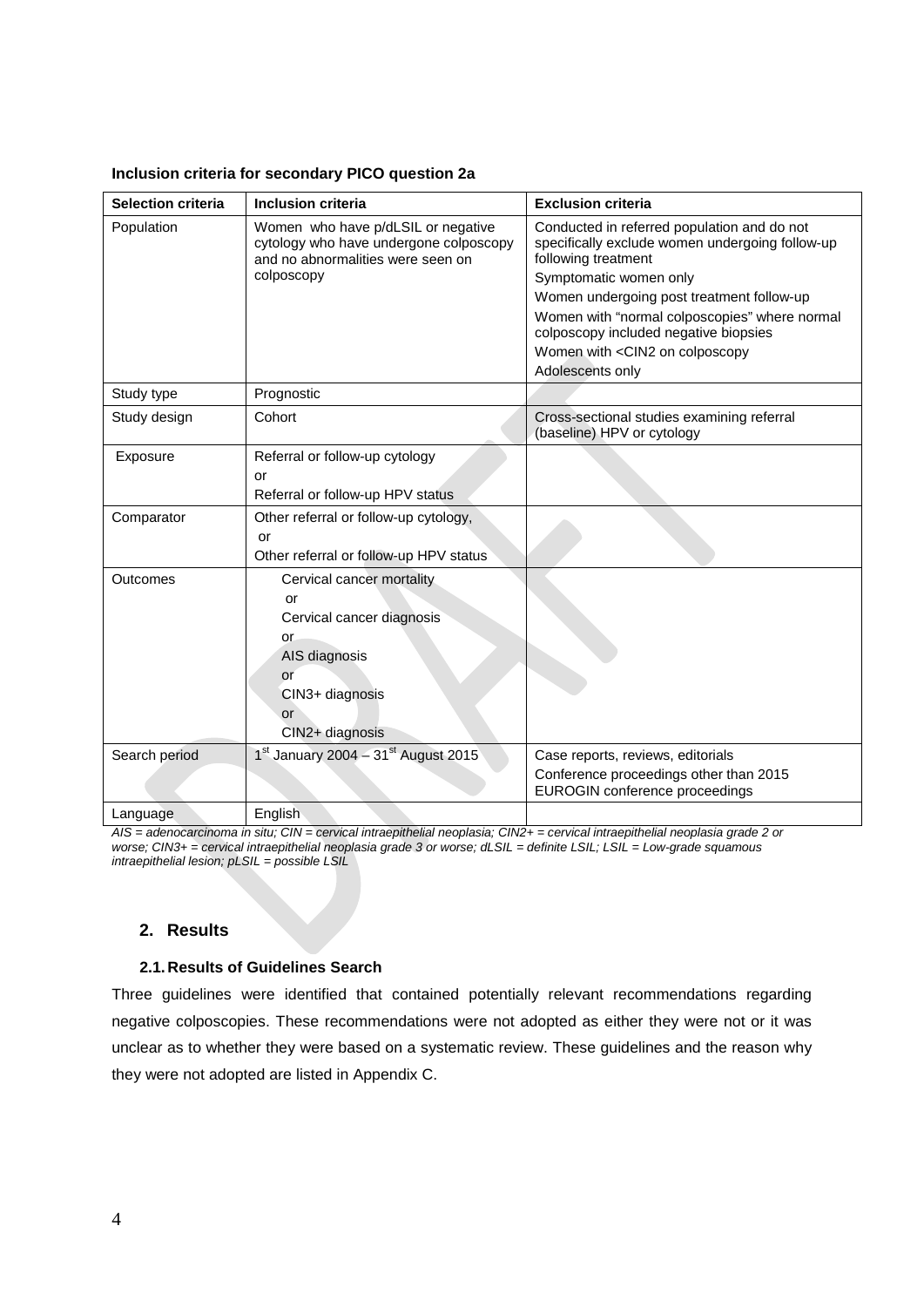**Inclusion criteria for secondary PICO question 2a**

| Selection criteria | Inclusion criteria | Exclusion criteria |
|---|---|---|
| Population | Women who have p/dLSIL or negative cytology who have undergone colposcopy and no abnormalities were seen on colposcopy | Conducted in referred population and do not specifically exclude women undergoing follow-up following treatment<br>Symptomatic women only<br>Women undergoing post treatment follow-up<br>Women with "normal colposcopies" where normal colposcopy included negative biopsies<br>Women with <CIN2 on colposcopy<br>Adolescents only |
| Study type | Prognostic | |
| Study design | Cohort | Cross-sectional studies examining referral (baseline) HPV or cytology |
| Exposure | Referral or follow-up cytology<br>or<br>Referral or follow-up HPV status | |
| Comparator | Other referral or follow-up cytology,<br>or<br>Other referral or follow-up HPV status | |
| Outcomes | Cervical cancer mortality<br>or<br>Cervical cancer diagnosis<br>or<br>AIS diagnosis<br>or<br>CIN3+ diagnosis<br>or<br>CIN2+ diagnosis | |
| Search period | 1st January 2004 – 31st August 2015 | Case reports, reviews, editorials<br>Conference proceedings other than 2015 EUROGIN conference proceedings |
| Language | English | |

*AIS = adenocarcinoma in situ; CIN = cervical intraepithelial neoplasia; CIN2+ = cervical intraepithelial neoplasia grade 2 or worse; CIN3+ = cervical intraepithelial neoplasia grade 3 or worse; dLSIL = definite LSIL; LSIL = Low-grade squamous intraepithelial lesion; pLSIL = possible LSIL*

## 2. Results

### 2.1. Results of Guidelines Search

Three guidelines were identified that contained potentially relevant recommendations regarding negative colposcopies. These recommendations were not adopted as either they were not or it was unclear as to whether they were based on a systematic review. These guidelines and the reason why they were not adopted are listed in Appendix C.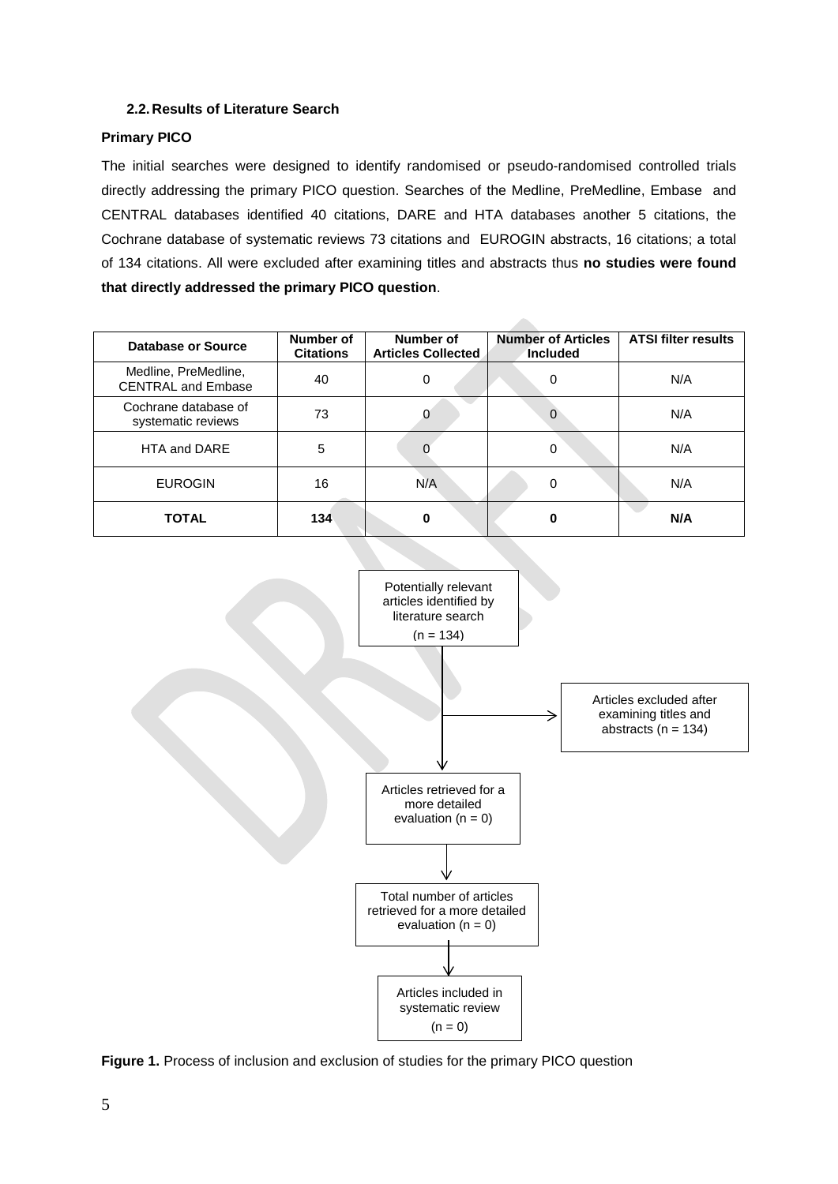### 2.2. Results of Literature Search

**Primary PICO**

The initial searches were designed to identify randomised or pseudo-randomised controlled trials directly addressing the primary PICO question. Searches of the Medline, PreMedline, Embase and CENTRAL databases identified 40 citations, DARE and HTA databases another 5 citations, the Cochrane database of systematic reviews 73 citations and EUROGIN abstracts, 16 citations; a total of 134 citations. All were excluded after examining titles and abstracts thus **no studies were found that directly addressed the primary PICO question**.

| Database or Source | Number of Citations | Number of Articles Collected | Number of Articles Included | ATSI filter results |
|---|---|---|---|---|
| Medline, PreMedline, CENTRAL and Embase | 40 | 0 | 0 | N/A |
| Cochrane database of systematic reviews | 73 | 0 | 0 | N/A |
| HTA and DARE | 5 | 0 | 0 | N/A |
| EUROGIN | 16 | N/A | 0 | N/A |
| **TOTAL** | **134** | **0** | **0** | **N/A** |

Potentially relevant articles identified by literature search (n = 134)

→ Articles excluded after examining titles and abstracts (n = 134)

Articles retrieved for a more detailed evaluation (n = 0)

Total number of articles retrieved for a more detailed evaluation (n = 0)

Articles included in systematic review (n = 0)

**Figure 1.** Process of inclusion and exclusion of studies for the primary PICO question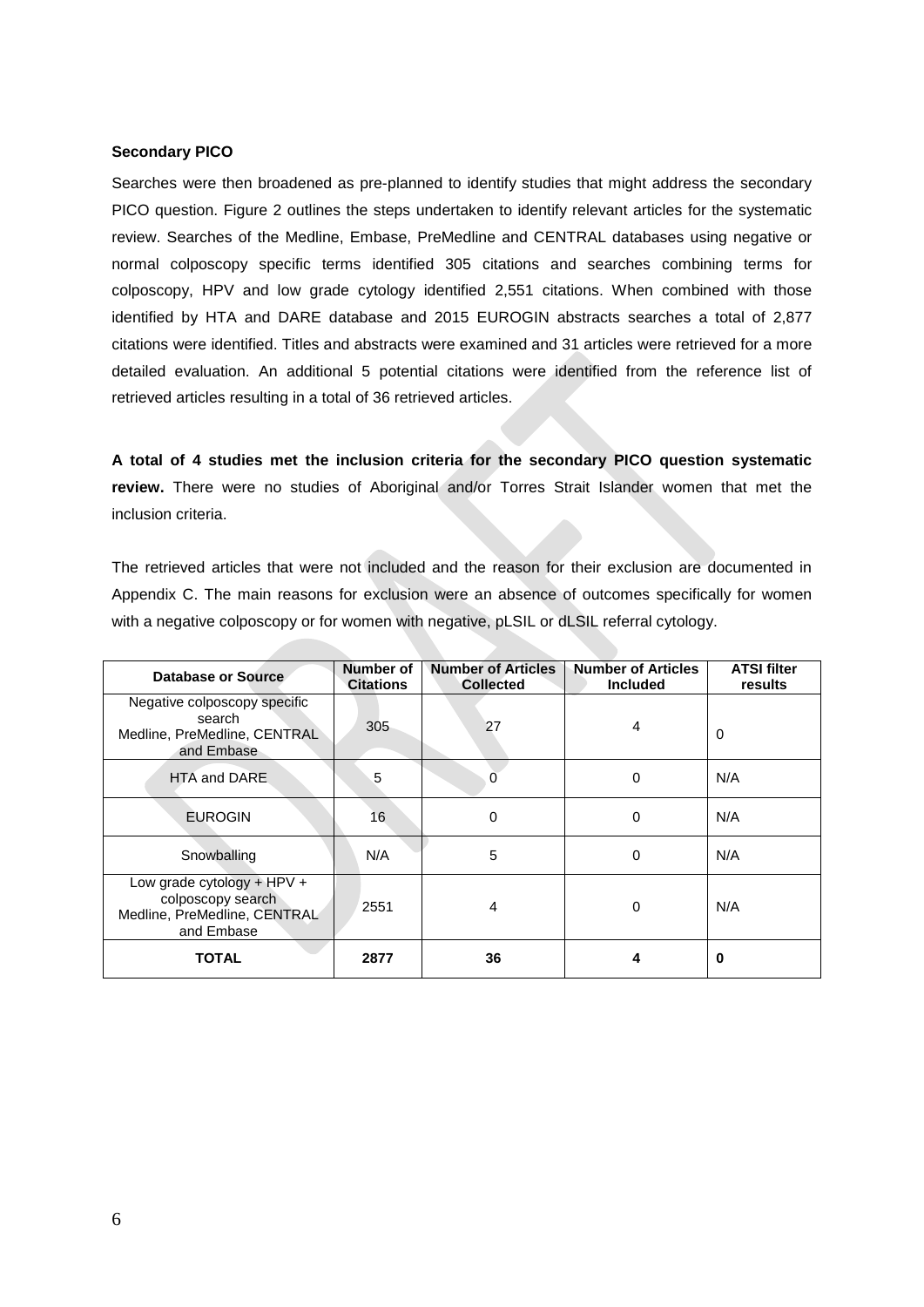**Secondary PICO**

Searches were then broadened as pre-planned to identify studies that might address the secondary PICO question. Figure 2 outlines the steps undertaken to identify relevant articles for the systematic review. Searches of the Medline, Embase, PreMedline and CENTRAL databases using negative or normal colposcopy specific terms identified 305 citations and searches combining terms for colposcopy, HPV and low grade cytology identified 2,551 citations. When combined with those identified by HTA and DARE database and 2015 EUROGIN abstracts searches a total of 2,877 citations were identified. Titles and abstracts were examined and 31 articles were retrieved for a more detailed evaluation. An additional 5 potential citations were identified from the reference list of retrieved articles resulting in a total of 36 retrieved articles.

**A total of 4 studies met the inclusion criteria for the secondary PICO question systematic review.** There were no studies of Aboriginal and/or Torres Strait Islander women that met the inclusion criteria.

The retrieved articles that were not included and the reason for their exclusion are documented in Appendix C. The main reasons for exclusion were an absence of outcomes specifically for women with a negative colposcopy or for women with negative, pLSIL or dLSIL referral cytology.

| Database or Source | Number of Citations | Number of Articles Collected | Number of Articles Included | ATSI filter results |
|---|---|---|---|---|
| Negative colposcopy specific search Medline, PreMedline, CENTRAL and Embase | 305 | 27 | 4 | 0 |
| HTA and DARE | 5 | 0 | 0 | N/A |
| EUROGIN | 16 | 0 | 0 | N/A |
| Snowballing | N/A | 5 | 0 | N/A |
| Low grade cytology + HPV + colposcopy search Medline, PreMedline, CENTRAL and Embase | 2551 | 4 | 0 | N/A |
| **TOTAL** | **2877** | **36** | **4** | **0** |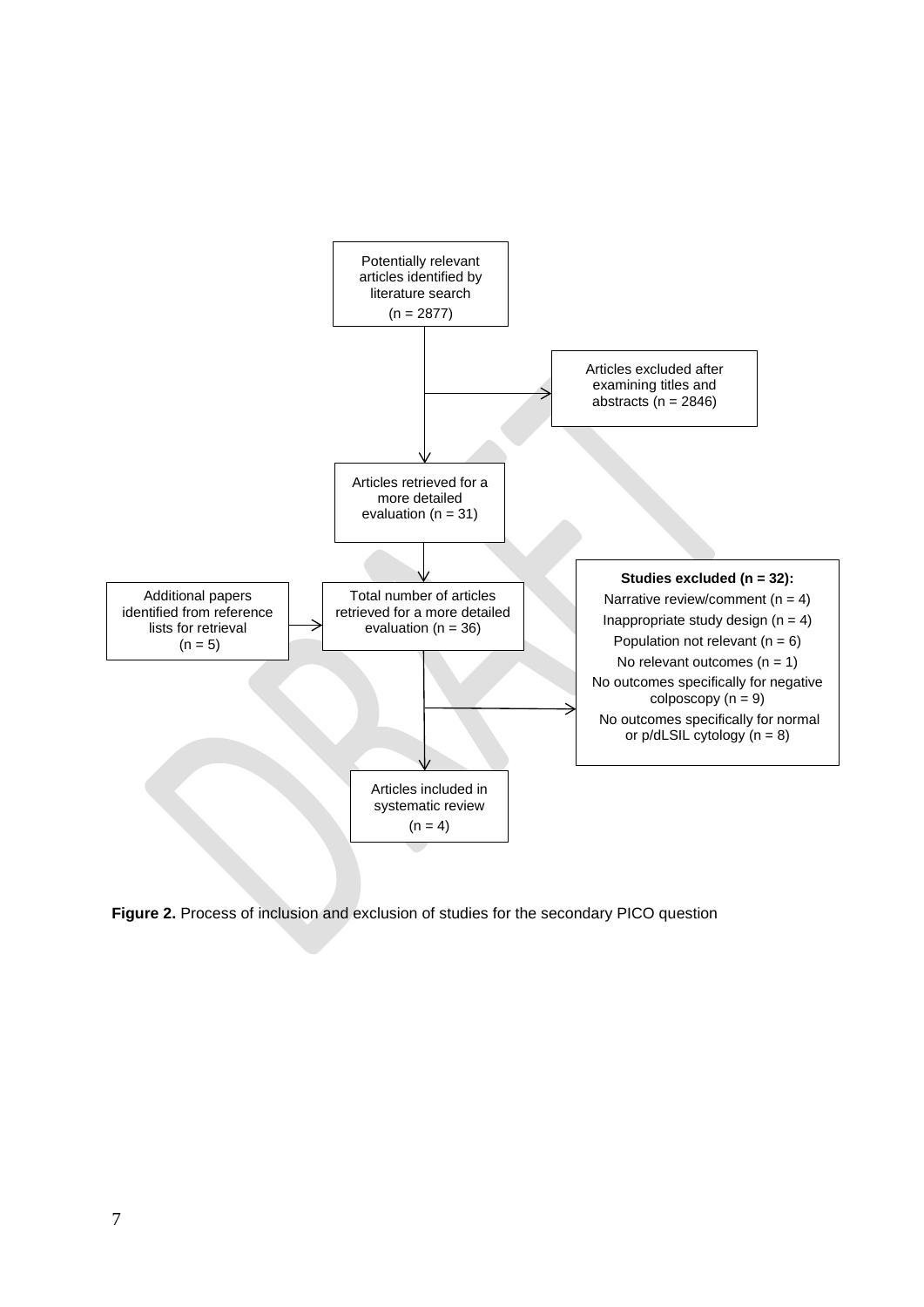Potentially relevant articles identified by literature search (n = 2877)

Articles excluded after examining titles and abstracts (n = 2846)

Articles retrieved for a more detailed evaluation (n = 31)

Additional papers identified from reference lists for retrieval (n = 5)

Total number of articles retrieved for a more detailed evaluation (n = 36)

**Studies excluded (n = 32):**

- Narrative review/comment (n = 4)
- Inappropriate study design (n = 4)
- Population not relevant (n = 6)
- No relevant outcomes (n = 1)
- No outcomes specifically for negative colposcopy (n = 9)
- No outcomes specifically for normal or p/dLSIL cytology (n = 8)

Articles included in systematic review (n = 4)

**Figure 2.** Process of inclusion and exclusion of studies for the secondary PICO question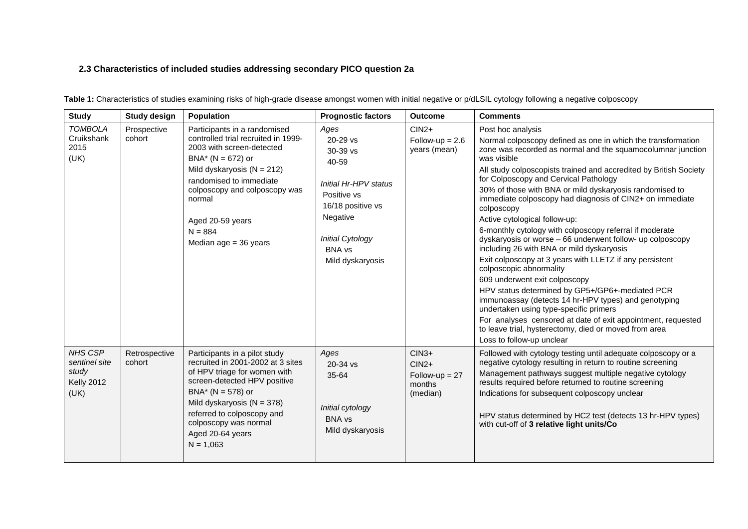### 2.3 Characteristics of included studies addressing secondary PICO question 2a

**Table 1:** Characteristics of studies examining risks of high-grade disease amongst women with initial negative or p/dLSIL cytology following a negative colposcopy

| Study | Study design | Population | Prognostic factors | Outcome | Comments |
|---|---|---|---|---|---|
| *TOMBOLA* Cruikshank 2015 (UK) | Prospective cohort | Participants in a randomised controlled trial recruited in 1999-2003 with screen-detected BNA* (N = 672) or Mild dyskaryosis (N = 212) randomised to immediate colposcopy and colposcopy was normal<br><br>Aged 20-59 years<br>N = 884<br>Median age = 36 years | *Ages*<br>20-29 vs<br>30-39 vs<br>40-59<br><br>*Initial Hr-HPV status*<br>Positive vs<br>16/18 positive vs<br>Negative<br><br>*Initial Cytology*<br>BNA vs<br>Mild dyskaryosis | CIN2+<br>Follow-up = 2.6 years (mean) | Post hoc analysis<br>Normal colposcopy defined as one in which the transformation zone was recorded as normal and the squamocolumnar junction was visible<br>All study colposcopists trained and accredited by British Society for Colposcopy and Cervical Pathology<br>30% of those with BNA or mild dyskaryosis randomised to immediate colposcopy had diagnosis of CIN2+ on immediate colposcopy<br>Active cytological follow-up:<br>6-monthly cytology with colposcopy referral if moderate dyskaryosis or worse – 66 underwent follow- up colposcopy including 26 with BNA or mild dyskaryosis<br>Exit colposcopy at 3 years with LLETZ if any persistent colposcopic abnormality<br>609 underwent exit colposcopy<br>HPV status determined by GP5+/GP6+-mediated PCR immunoassay (detects 14 hr-HPV types) and genotyping undertaken using type-specific primers<br>For analyses censored at date of exit appointment, requested to leave trial, hysterectomy, died or moved from area<br>Loss to follow-up unclear |
| *NHS CSP sentinel site study* Kelly 2012 (UK) | Retrospective cohort | Participants in a pilot study recruited in 2001-2002 at 3 sites of HPV triage for women with screen-detected HPV positive BNA* (N = 578) or Mild dyskaryosis (N = 378) referred to colposcopy and colposcopy was normal<br>Aged 20-64 years<br>N = 1,063 | *Ages*<br>20-34 vs<br>35-64<br><br>*Initial cytology*<br>BNA vs<br>Mild dyskaryosis | CIN3+<br>CIN2+<br>Follow-up = 27 months (median) | Followed with cytology testing until adequate colposcopy or a negative cytology resulting in return to routine screening<br>Management pathways suggest multiple negative cytology results required before returned to routine screening<br>Indications for subsequent colposcopy unclear<br><br>HPV status determined by HC2 test (detects 13 hr-HPV types) with cut-off of **3 relative light units/Co** |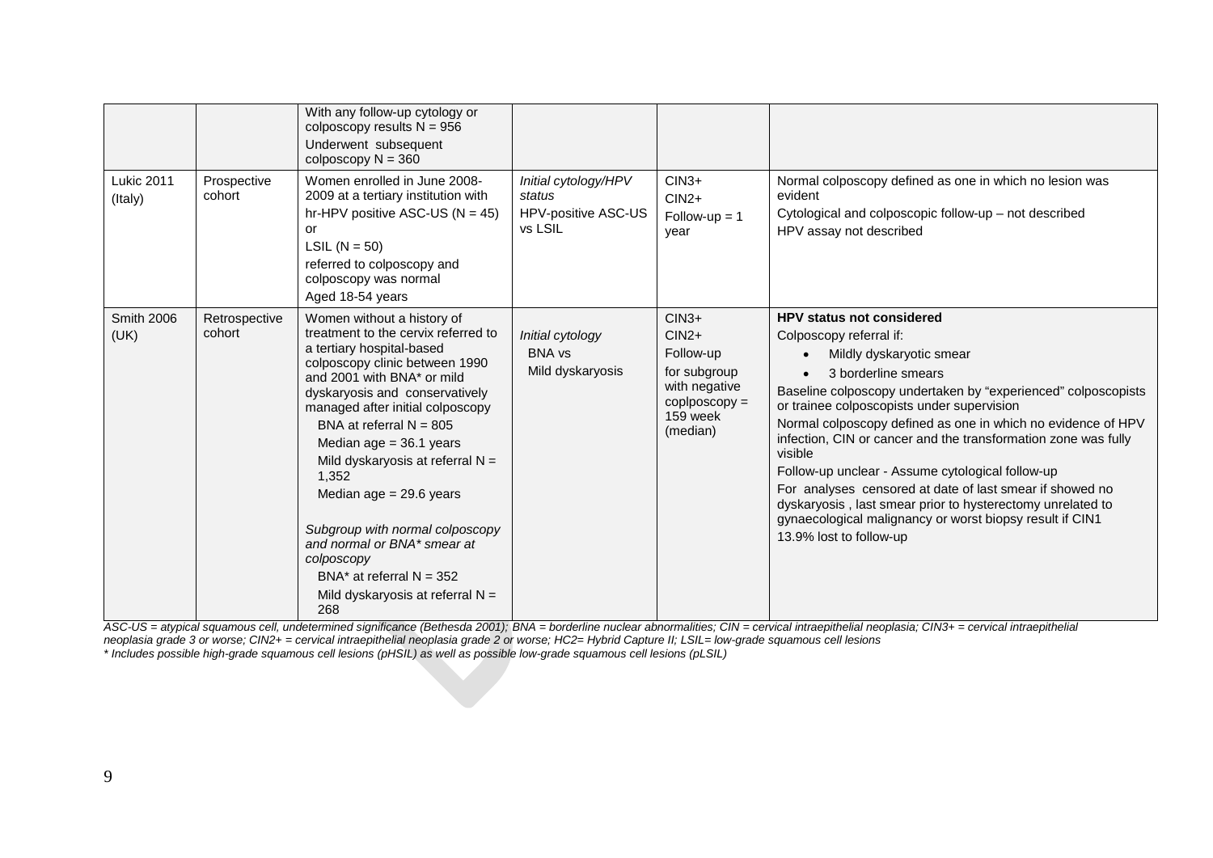| | | | | | |
|---|---|---|---|---|---|
| | | With any follow-up cytology or colposcopy results N = 956<br>Underwent subsequent colposcopy N = 360 | | | |
| Lukic 2011 (Italy) | Prospective cohort | Women enrolled in June 2008-2009 at a tertiary institution with hr-HPV positive ASC-US (N = 45) or LSIL (N = 50) referred to colposcopy and colposcopy was normal<br>Aged 18-54 years | *Initial cytology/HPV status*<br>HPV-positive ASC-US vs LSIL | CIN3+<br>CIN2+<br>Follow-up = 1 year | Normal colposcopy defined as one in which no lesion was evident<br>Cytological and colposcopic follow-up – not described<br>HPV assay not described |
| Smith 2006 (UK) | Retrospective cohort | Women without a history of treatment to the cervix referred to a tertiary hospital-based colposcopy clinic between 1990 and 2001 with BNA* or mild dyskaryosis and conservatively managed after initial colposcopy<br>BNA at referral N = 805<br>Median age = 36.1 years<br>Mild dyskaryosis at referral N = 1,352<br>Median age = 29.6 years<br><br>*Subgroup with normal colposcopy and normal or BNA* smear at colposcopy*<br>BNA* at referral N = 352<br>Mild dyskaryosis at referral N = 268 | *Initial cytology*<br>BNA vs<br>Mild dyskaryosis | CIN3+<br>CIN2+<br>Follow-up for subgroup with negative coplposcopy = 159 week (median) | **HPV status not considered**<br>Colposcopy referral if:<br>• Mildly dyskaryotic smear<br>• 3 borderline smears<br>Baseline colposcopy undertaken by "experienced" colposcopists or trainee colposcopists under supervision<br>Normal colposcopy defined as one in which no evidence of HPV infection, CIN or cancer and the transformation zone was fully visible<br>Follow-up unclear - Assume cytological follow-up<br>For analyses censored at date of last smear if showed no dyskaryosis , last smear prior to hysterectomy unrelated to gynaecological malignancy or worst biopsy result if CIN1<br>13.9% lost to follow-up |

*ASC-US = atypical squamous cell, undetermined significance (Bethesda 2001); BNA = borderline nuclear abnormalities; CIN = cervical intraepithelial neoplasia; CIN3+ = cervical intraepithelial neoplasia grade 3 or worse; CIN2+ = cervical intraepithelial neoplasia grade 2 or worse; HC2= Hybrid Capture II; LSIL= low-grade squamous cell lesions*

*\* Includes possible high-grade squamous cell lesions (pHSIL) as well as possible low-grade squamous cell lesions (pLSIL)*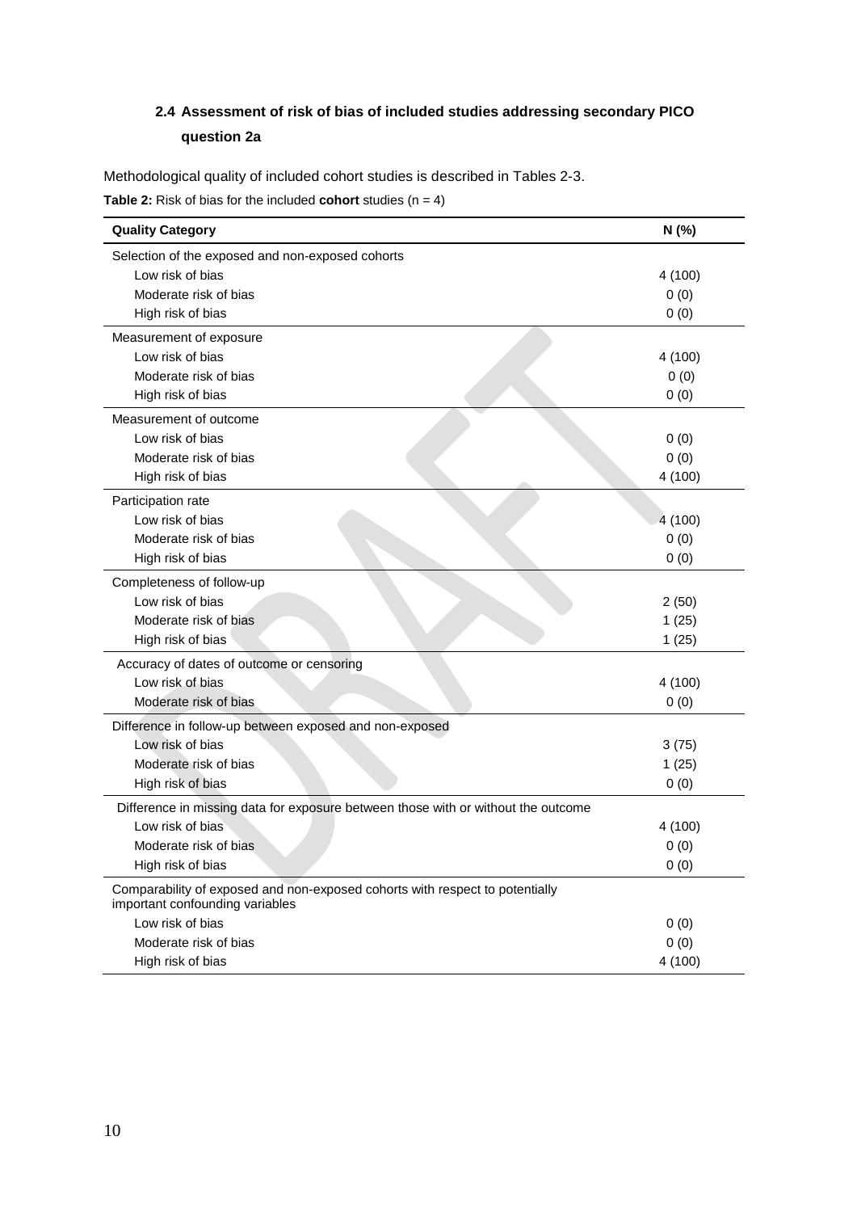## 2.4 Assessment of risk of bias of included studies addressing secondary PICO question 2a

Methodological quality of included cohort studies is described in Tables 2-3.

**Table 2:** Risk of bias for the included **cohort** studies (n = 4)

| Quality Category | N (%) |
|---|---|
| Selection of the exposed and non-exposed cohorts | |
| Low risk of bias | 4 (100) |
| Moderate risk of bias | 0 (0) |
| High risk of bias | 0 (0) |
| Measurement of exposure | |
| Low risk of bias | 4 (100) |
| Moderate risk of bias | 0 (0) |
| High risk of bias | 0 (0) |
| Measurement of outcome | |
| Low risk of bias | 0 (0) |
| Moderate risk of bias | 0 (0) |
| High risk of bias | 4 (100) |
| Participation rate | |
| Low risk of bias | 4 (100) |
| Moderate risk of bias | 0 (0) |
| High risk of bias | 0 (0) |
| Completeness of follow-up | |
| Low risk of bias | 2 (50) |
| Moderate risk of bias | 1 (25) |
| High risk of bias | 1 (25) |
| Accuracy of dates of outcome or censoring | |
| Low risk of bias | 4 (100) |
| Moderate risk of bias | 0 (0) |
| Difference in follow-up between exposed and non-exposed | |
| Low risk of bias | 3 (75) |
| Moderate risk of bias | 1 (25) |
| High risk of bias | 0 (0) |
| Difference in missing data for exposure between those with or without the outcome | |
| Low risk of bias | 4 (100) |
| Moderate risk of bias | 0 (0) |
| High risk of bias | 0 (0) |
| Comparability of exposed and non-exposed cohorts with respect to potentially important confounding variables | |
| Low risk of bias | 0 (0) |
| Moderate risk of bias | 0 (0) |
| High risk of bias | 4 (100) |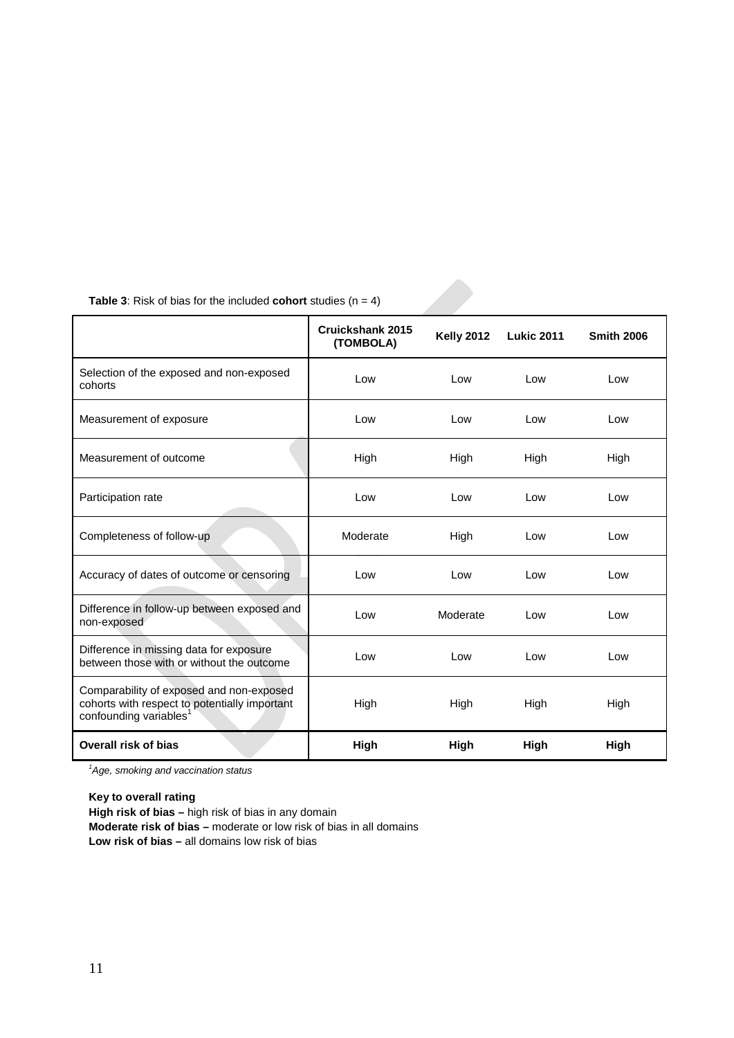**Table 3**: Risk of bias for the included **cohort** studies (n = 4)

| | Cruickshank 2015 (TOMBOLA) | Kelly 2012 | Lukic 2011 | Smith 2006 |
|---|---|---|---|---|
| Selection of the exposed and non-exposed cohorts | Low | Low | Low | Low |
| Measurement of exposure | Low | Low | Low | Low |
| Measurement of outcome | High | High | High | High |
| Participation rate | Low | Low | Low | Low |
| Completeness of follow-up | Moderate | High | Low | Low |
| Accuracy of dates of outcome or censoring | Low | Low | Low | Low |
| Difference in follow-up between exposed and non-exposed | Low | Moderate | Low | Low |
| Difference in missing data for exposure between those with or without the outcome | Low | Low | Low | Low |
| Comparability of exposed and non-exposed cohorts with respect to potentially important confounding variables[1] | High | High | High | High |
| **Overall risk of bias** | **High** | **High** | **High** | **High** |

[1]*Age, smoking and vaccination status*

**Key to overall rating**
**High risk of bias –** high risk of bias in any domain
**Moderate risk of bias –** moderate or low risk of bias in all domains
**Low risk of bias –** all domains low risk of bias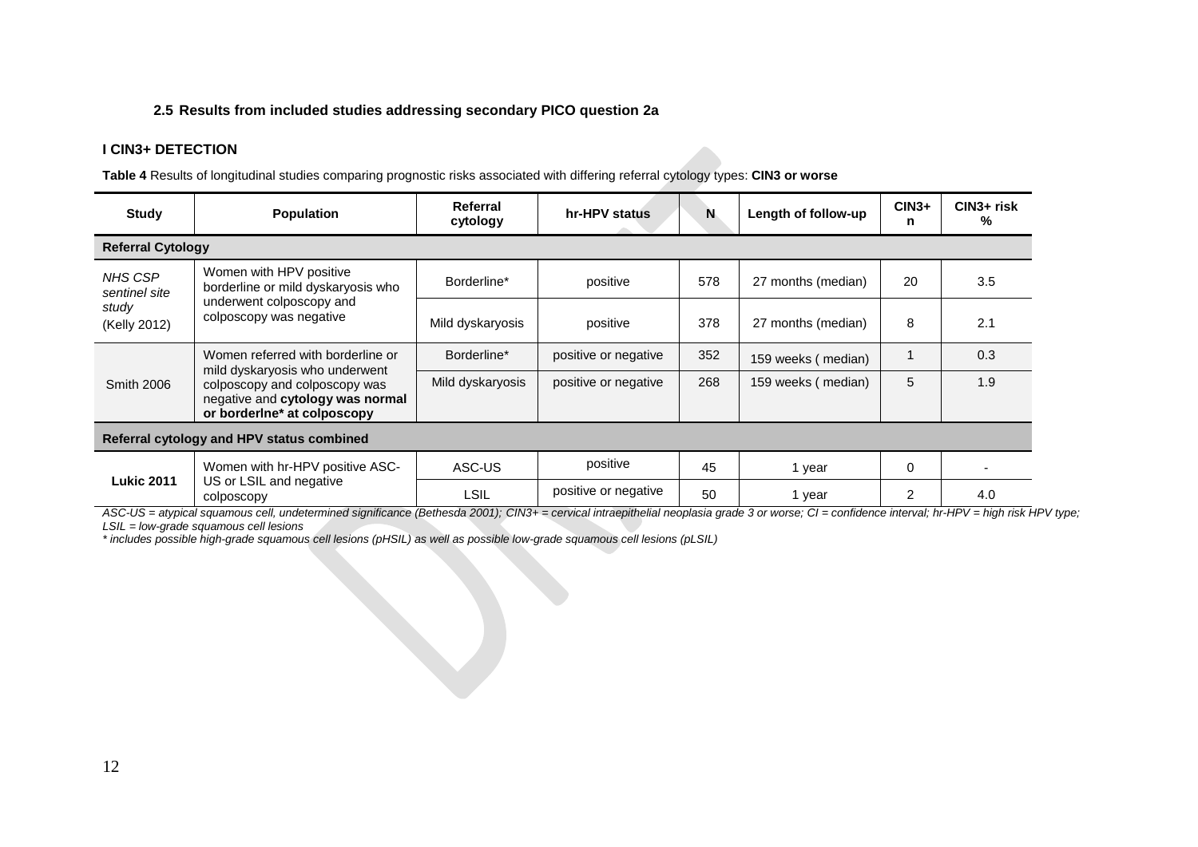### 2.5 Results from included studies addressing secondary PICO question 2a

#### I CIN3+ DETECTION

**Table 4** Results of longitudinal studies comparing prognostic risks associated with differing referral cytology types: **CIN3 or worse**

| Study | Population | Referral cytology | hr-HPV status | N | Length of follow-up | CIN3+ n | CIN3+ risk % |
|---|---|---|---|---|---|---|---|
| **Referral Cytology** | | | | | | | |
| *NHS CSP sentinel site study* (Kelly 2012) | Women with HPV positive borderline or mild dyskaryosis who underwent colposcopy and colposcopy was negative | Borderline* | positive | 578 | 27 months (median) | 20 | 3.5 |
| | | Mild dyskaryosis | positive | 378 | 27 months (median) | 8 | 2.1 |
| Smith 2006 | Women referred with borderline or mild dyskaryosis who underwent colposcopy and colposcopy was negative and **cytology was normal or borderlne* at colposcopy** | Borderline* | positive or negative | 352 | 159 weeks ( median) | 1 | 0.3 |
| | | Mild dyskaryosis | positive or negative | 268 | 159 weeks ( median) | 5 | 1.9 |
| **Referral cytology and HPV status combined** | | | | | | | |
| **Lukic 2011** | Women with hr-HPV positive ASC-US or LSIL and negative colposcopy | ASC-US | positive | 45 | 1 year | 0 | - |
| | | LSIL | positive or negative | 50 | 1 year | 2 | 4.0 |

*ASC-US = atypical squamous cell, undetermined significance (Bethesda 2001); CIN3+ = cervical intraepithelial neoplasia grade 3 or worse; CI = confidence interval; hr-HPV = high risk HPV type; LSIL = low-grade squamous cell lesions*

*\* includes possible high-grade squamous cell lesions (pHSIL) as well as possible low-grade squamous cell lesions (pLSIL)*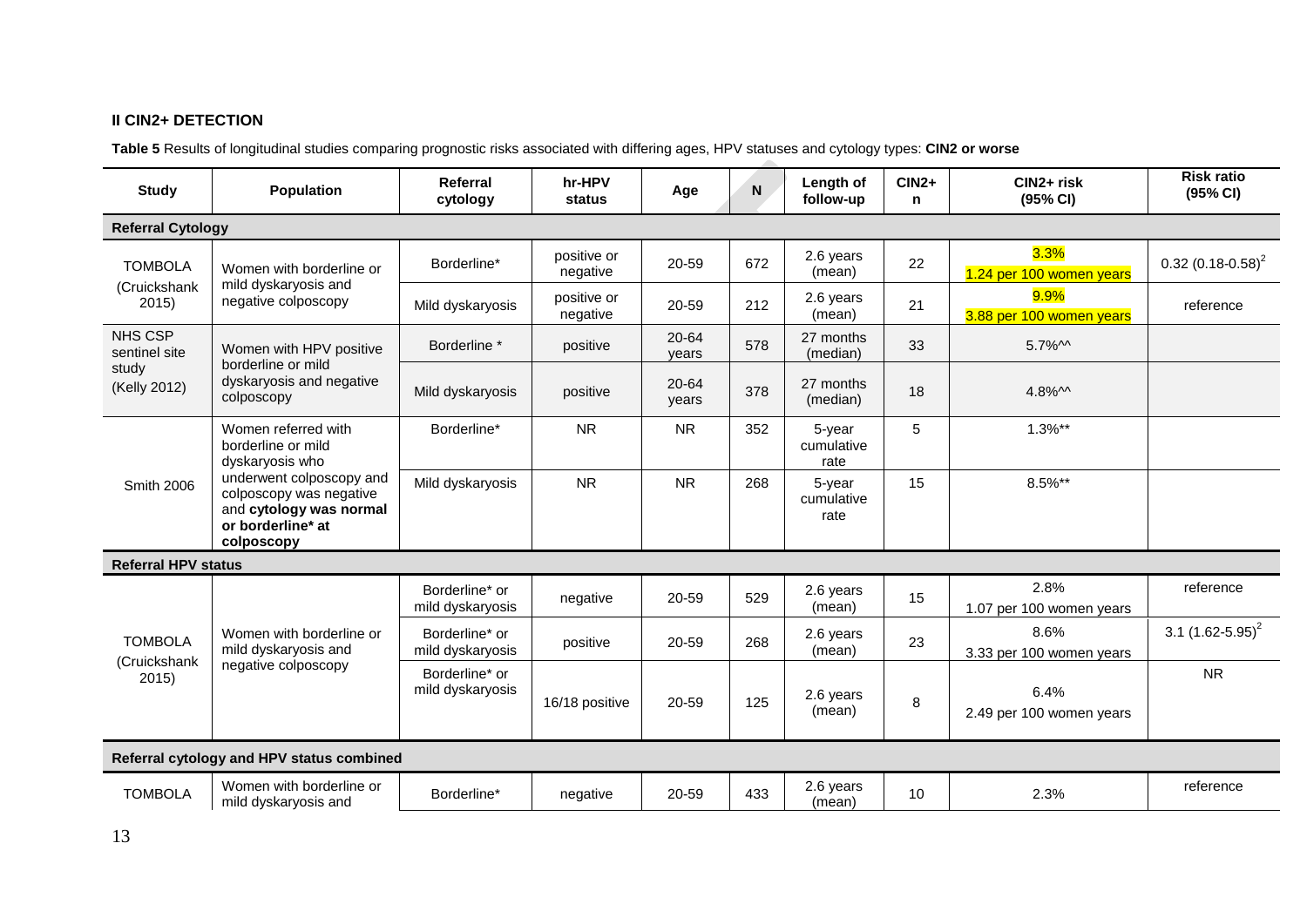## II CIN2+ DETECTION

**Table 5** Results of longitudinal studies comparing prognostic risks associated with differing ages, HPV statuses and cytology types: **CIN2 or worse**

| Study | Population | Referral cytology | hr-HPV status | Age | N | Length of follow-up | CIN2+ n | CIN2+ risk (95% CI) | Risk ratio (95% CI) |
|---|---|---|---|---|---|---|---|---|---|
| **Referral Cytology** | | | | | | | | | |
| TOMBOLA (Cruickshank 2015) | Women with borderline or mild dyskaryosis and negative colposcopy | Borderline* | positive or negative | 20-59 | 672 | 2.6 years (mean) | 22 | 3.3% 1.24 per 100 women years | 0.32 (0.18-0.58)[2] |
| | | Mild dyskaryosis | positive or negative | 20-59 | 212 | 2.6 years (mean) | 21 | 9.9% 3.88 per 100 women years | reference |
| NHS CSP sentinel site study (Kelly 2012) | Women with HPV positive borderline or mild dyskaryosis and negative colposcopy | Borderline * | positive | 20-64 years | 578 | 27 months (median) | 33 | 5.7%^^ | |
| | | Mild dyskaryosis | positive | 20-64 years | 378 | 27 months (median) | 18 | 4.8%^^ | |
| Smith 2006 | Women referred with borderline or mild dyskaryosis who underwent colposcopy and colposcopy was negative and **cytology was normal or borderline* at colposcopy** | Borderline* | NR | NR | 352 | 5-year cumulative rate | 5 | 1.3%** | |
| | | Mild dyskaryosis | NR | NR | 268 | 5-year cumulative rate | 15 | 8.5%** | |
| **Referral HPV status** | | | | | | | | | |
| TOMBOLA (Cruickshank 2015) | Women with borderline or mild dyskaryosis and negative colposcopy | Borderline* or mild dyskaryosis | negative | 20-59 | 529 | 2.6 years (mean) | 15 | 2.8% 1.07 per 100 women years | reference |
| | | Borderline* or mild dyskaryosis | positive | 20-59 | 268 | 2.6 years (mean) | 23 | 8.6% 3.33 per 100 women years | 3.1 (1.62-5.95)[2] |
| | | Borderline* or mild dyskaryosis | 16/18 positive | 20-59 | 125 | 2.6 years (mean) | 8 | 6.4% 2.49 per 100 women years | NR |
| **Referral cytology and HPV status combined** | | | | | | | | | |
| TOMBOLA | Women with borderline or mild dyskaryosis and | Borderline* | negative | 20-59 | 433 | 2.6 years (mean) | 10 | 2.3% | reference |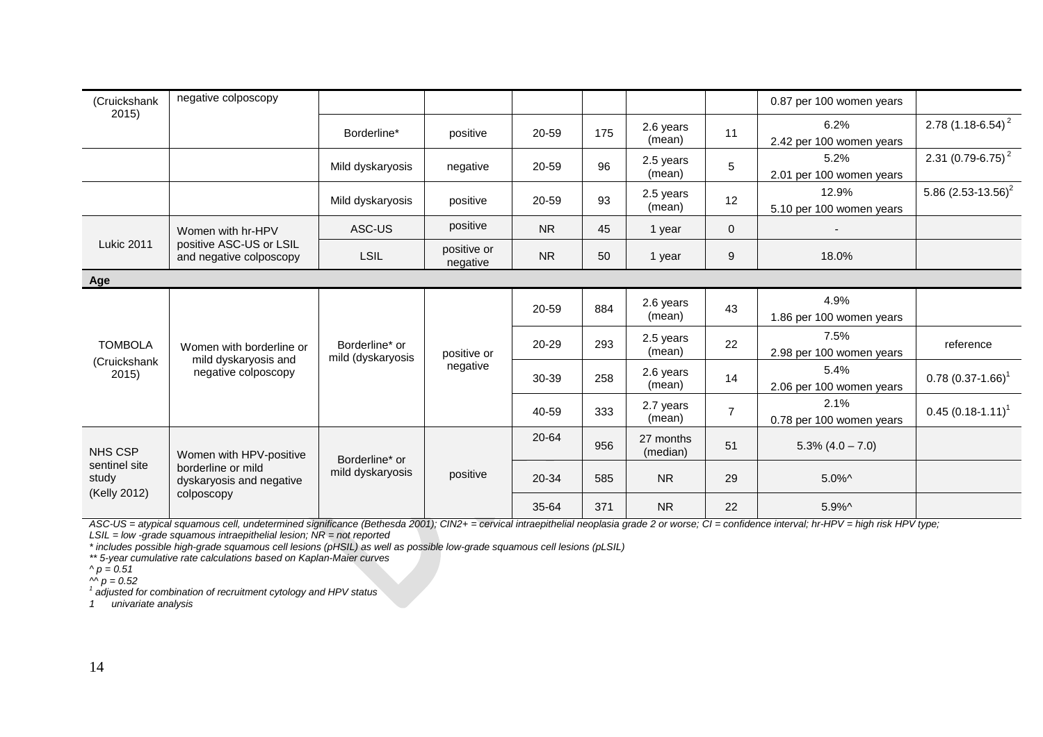| | | | | | | | | | |
|---|---|---|---|---|---|---|---|---|---|
| (Cruickshank 2015) | negative colposcopy | | | | | | | 0.87 per 100 women years | |
| | | Borderline* | positive | 20-59 | 175 | 2.6 years (mean) | 11 | 6.2% 2.42 per 100 women years | 2.78 (1.18-6.54) [2] |
| | | Mild dyskaryosis | negative | 20-59 | 96 | 2.5 years (mean) | 5 | 5.2% 2.01 per 100 women years | 2.31 (0.79-6.75) [2] |
| | | Mild dyskaryosis | positive | 20-59 | 93 | 2.5 years (mean) | 12 | 12.9% 5.10 per 100 women years | 5.86 (2.53-13.56) [2] |
| Lukic 2011 | Women with hr-HPV positive ASC-US or LSIL and negative colposcopy | ASC-US | positive | NR | 45 | 1 year | 0 | - | |
| | | LSIL | positive or negative | NR | 50 | 1 year | 9 | 18.0% | |
| **Age** | | | | | | | | | |
| TOMBOLA (Cruickshank 2015) | Women with borderline or mild dyskaryosis and negative colposcopy | Borderline* or mild (dyskaryosis | positive or negative | 20-59 | 884 | 2.6 years (mean) | 43 | 4.9% 1.86 per 100 women years | |
| | | | | 20-29 | 293 | 2.5 years (mean) | 22 | 7.5% 2.98 per 100 women years | reference |
| | | | | 30-39 | 258 | 2.6 years (mean) | 14 | 5.4% 2.06 per 100 women years | 0.78 (0.37-1.66) [1] |
| | | | | 40-59 | 333 | 2.7 years (mean) | 7 | 2.1% 0.78 per 100 women years | 0.45 (0.18-1.11) [1] |
| NHS CSP sentinel site study (Kelly 2012) | Women with HPV-positive borderline or mild dyskaryosis and negative colposcopy | Borderline* or mild dyskaryosis | positive | 20-64 | 956 | 27 months (median) | 51 | 5.3% (4.0 – 7.0) | |
| | | | | 20-34 | 585 | NR | 29 | 5.0%^ | |
| | | | | 35-64 | 371 | NR | 22 | 5.9%^ | |

*ASC-US = atypical squamous cell, undetermined significance (Bethesda 2001); CIN2+ = cervical intraepithelial neoplasia grade 2 or worse; CI = confidence interval; hr-HPV = high risk HPV type; LSIL = low -grade squamous intraepithelial lesion; NR = not reported*

*\* includes possible high-grade squamous cell lesions (pHSIL) as well as possible low-grade squamous cell lesions (pLSIL)*

*\*\* 5-year cumulative rate calculations based on Kaplan-Maier curves*

*^ p = 0.51*

*^^ p = 0.52*

*[1] adjusted for combination of recruitment cytology and HPV status*

*1 univariate analysis*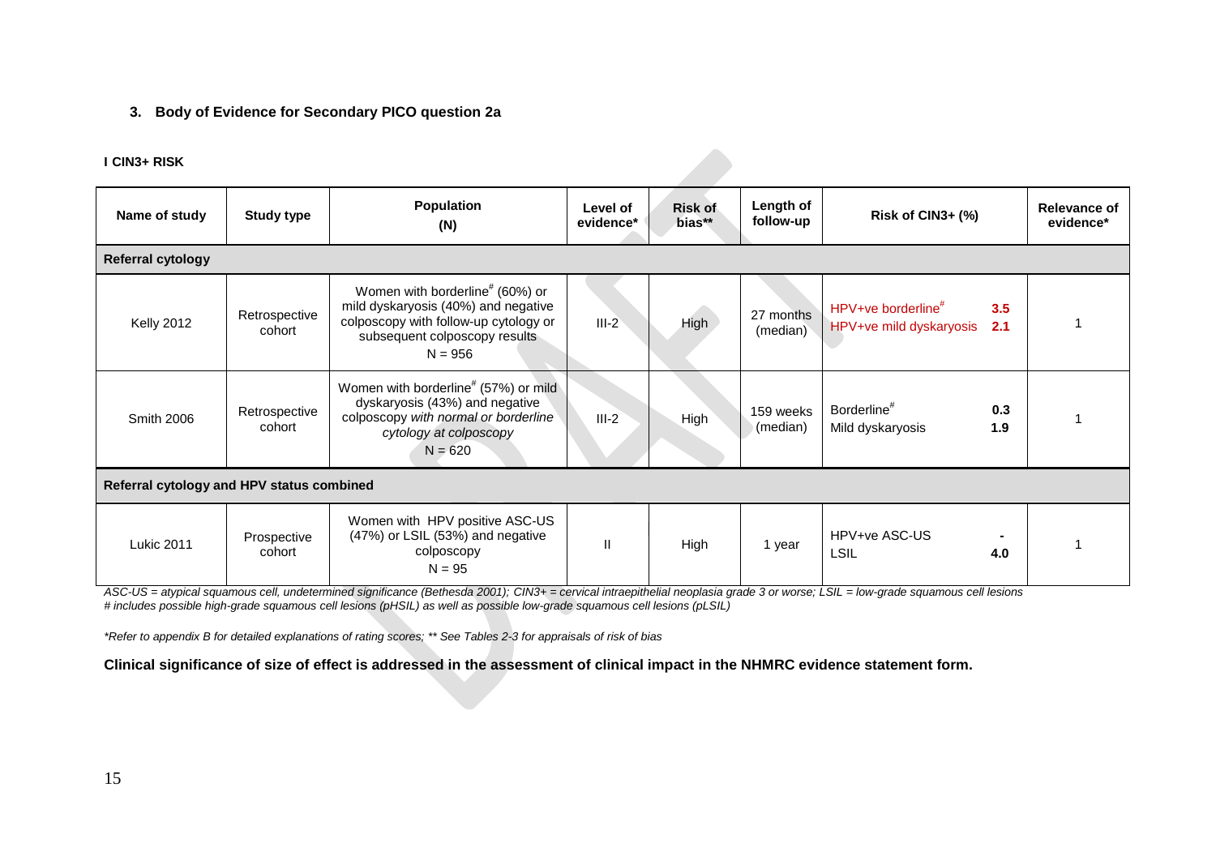### 3. Body of Evidence for Secondary PICO question 2a

**I CIN3+ RISK**

| Name of study | Study type | Population (N) | Level of evidence* | Risk of bias** | Length of follow-up | Risk of CIN3+ (%) | Relevance of evidence* |
|---|---|---|---|---|---|---|---|
| **Referral cytology** | | | | | | | |
| Kelly 2012 | Retrospective cohort | Women with borderline[#] (60%) or mild dyskaryosis (40%) and negative colposcopy with follow-up cytology or subsequent colposcopy results N = 956 | III-2 | High | 27 months (median) | HPV+ve borderline[#] **3.5**<br>HPV+ve mild dyskaryosis **2.1** | 1 |
| Smith 2006 | Retrospective cohort | Women with borderline[#] (57%) or mild dyskaryosis (43%) and negative colposcopy *with normal or borderline cytology at colposcopy* N = 620 | III-2 | High | 159 weeks (median) | Borderline[#] **0.3**<br>Mild dyskaryosis **1.9** | 1 |
| **Referral cytology and HPV status combined** | | | | | | | |
| Lukic 2011 | Prospective cohort | Women with HPV positive ASC-US (47%) or LSIL (53%) and negative colposcopy N = 95 | II | High | 1 year | HPV+ve ASC-US **-**<br>LSIL **4.0** | 1 |

*ASC-US = atypical squamous cell, undetermined significance (Bethesda 2001); CIN3+ = cervical intraepithelial neoplasia grade 3 or worse; LSIL = low-grade squamous cell lesions*
*# includes possible high-grade squamous cell lesions (pHSIL) as well as possible low-grade squamous cell lesions (pLSIL)*

*\*Refer to appendix B for detailed explanations of rating scores; \*\* See Tables 2-3 for appraisals of risk of bias*

**Clinical significance of size of effect is addressed in the assessment of clinical impact in the NHMRC evidence statement form.**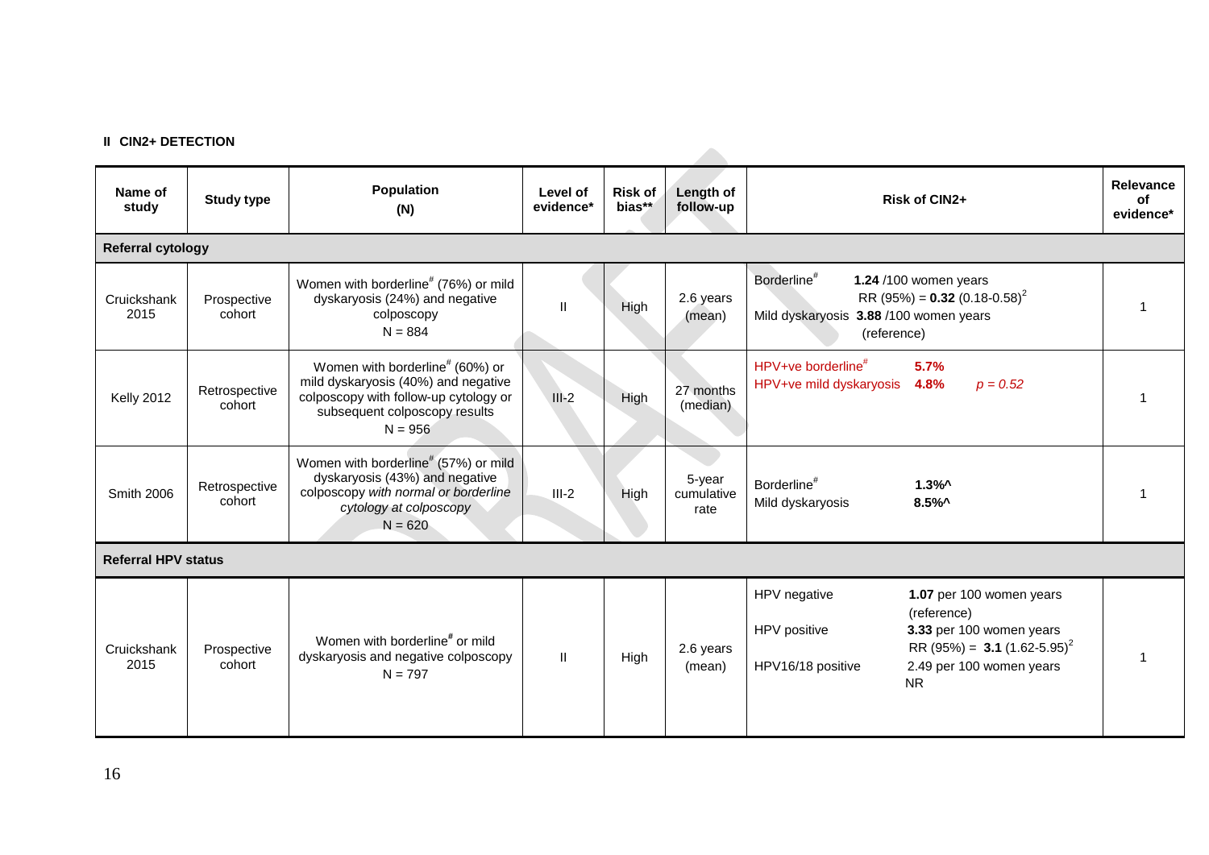**II CIN2+ DETECTION**

| Name of study | Study type | Population (N) | Level of evidence* | Risk of bias** | Length of follow-up | Risk of CIN2+ | Relevance of evidence* |
|---|---|---|---|---|---|---|---|
| **Referral cytology** | | | | | | | |
| Cruickshank 2015 | Prospective cohort | Women with borderline# (76%) or mild dyskaryosis (24%) and negative colposcopy N = 884 | II | High | 2.6 years (mean) | Borderline# **1.24** /100 women years RR (95%) = **0.32** (0.18-0.58)[2]<br>Mild dyskaryosis **3.88** /100 women years (reference) | 1 |
| Kelly 2012 | Retrospective cohort | Women with borderline# (60%) or mild dyskaryosis (40%) and negative colposcopy with follow-up cytology or subsequent colposcopy results N = 956 | III-2 | High | 27 months (median) | HPV+ve borderline# **5.7%**<br>HPV+ve mild dyskaryosis **4.8%** *p = 0.52* | 1 |
| Smith 2006 | Retrospective cohort | Women with borderline# (57%) or mild dyskaryosis (43%) and negative colposcopy *with normal or borderline cytology at colposcopy* N = 620 | III-2 | High | 5-year cumulative rate | Borderline# **1.3%^**<br>Mild dyskaryosis **8.5%^** | 1 |
| **Referral HPV status** | | | | | | | |
| Cruickshank 2015 | Prospective cohort | Women with borderline# or mild dyskaryosis and negative colposcopy N = 797 | II | High | 2.6 years (mean) | HPV negative **1.07** per 100 women years (reference)<br>HPV positive **3.33** per 100 women years RR (95%) = **3.1** (1.62-5.95)[2]<br>HPV16/18 positive 2.49 per 100 women years NR | 1 |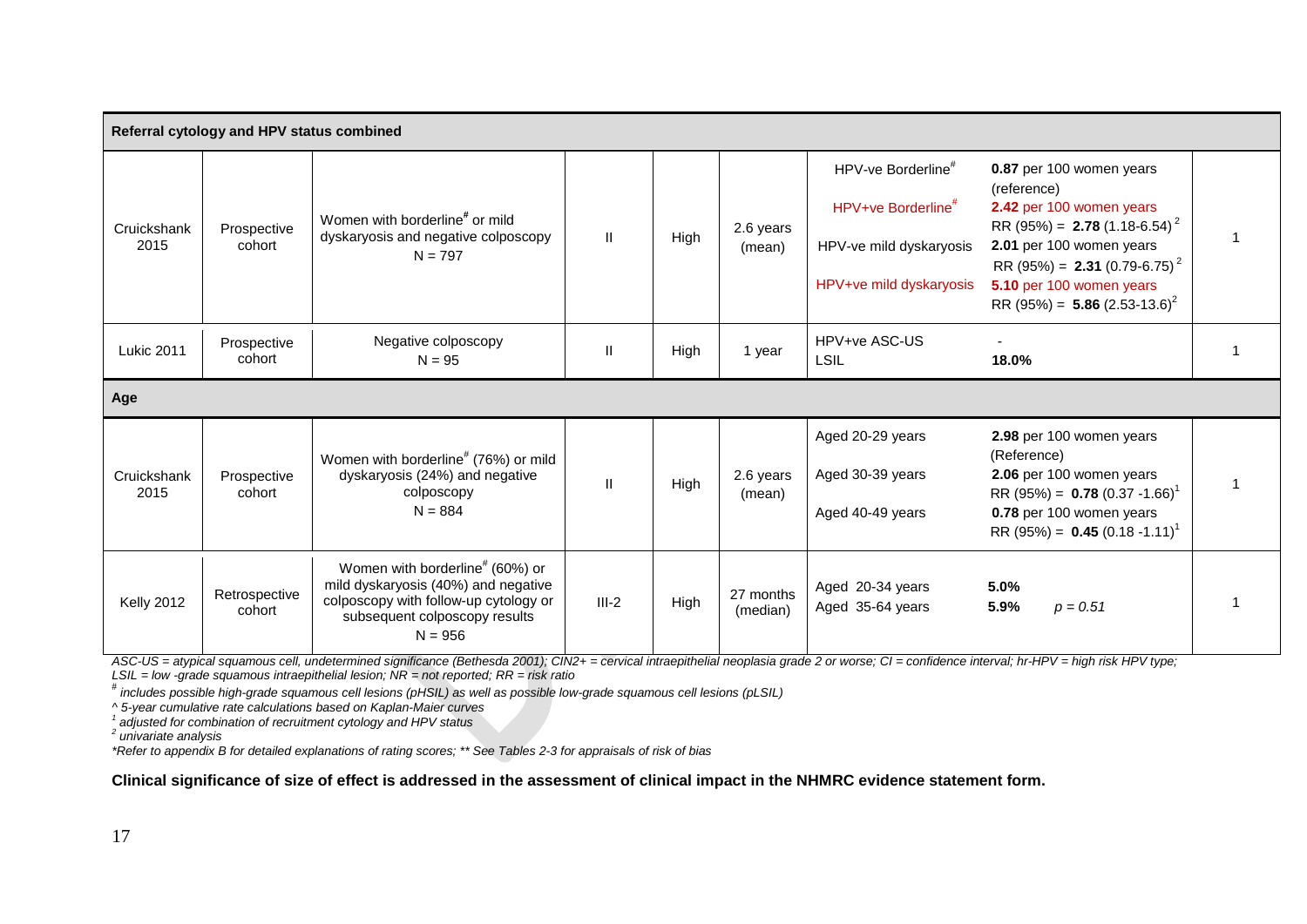| | | | | | | | | |
|---|---|---|---|---|---|---|---|---|
| **Referral cytology and HPV status combined** | | | | | | | | |
| Cruickshank 2015 | Prospective cohort | Women with borderline[#] or mild dyskaryosis and negative colposcopy N = 797 | II | High | 2.6 years (mean) | HPV-ve Borderline[#]<br>HPV+ve Borderline[#]<br>HPV-ve mild dyskaryosis<br>HPV+ve mild dyskaryosis | **0.87** per 100 women years (reference)<br>**2.42** per 100 women years RR (95%) = **2.78** (1.18-6.54)[2]<br>**2.01** per 100 women years RR (95%) = **2.31** (0.79-6.75)[2]<br>**5.10** per 100 women years RR (95%) = **5.86** (2.53-13.6)[2] | 1 |
| Lukic 2011 | Prospective cohort | Negative colposcopy N = 95 | II | High | 1 year | HPV+ve ASC-US LSIL | -<br>**18.0%** | 1 |
| **Age** | | | | | | | | |
| Cruickshank 2015 | Prospective cohort | Women with borderline[#] (76%) or mild dyskaryosis (24%) and negative colposcopy N = 884 | II | High | 2.6 years (mean) | Aged 20-29 years<br>Aged 30-39 years<br>Aged 40-49 years | **2.98** per 100 women years (Reference)<br>**2.06** per 100 women years RR (95%) = **0.78** (0.37 -1.66)[1]<br>**0.78** per 100 women years RR (95%) = **0.45** (0.18 -1.11)[1] | 1 |
| Kelly 2012 | Retrospective cohort | Women with borderline[#] (60%) or mild dyskaryosis (40%) and negative colposcopy with follow-up cytology or subsequent colposcopy results N = 956 | III-2 | High | 27 months (median) | Aged 20-34 years<br>Aged 35-64 years | **5.0%**<br>**5.9%** *p = 0.51* | 1 |

*ASC-US = atypical squamous cell, undetermined significance (Bethesda 2001); CIN2+ = cervical intraepithelial neoplasia grade 2 or worse; CI = confidence interval; hr-HPV = high risk HPV type; LSIL = low -grade squamous intraepithelial lesion; NR = not reported; RR = risk ratio*

*[#] includes possible high-grade squamous cell lesions (pHSIL) as well as possible low-grade squamous cell lesions (pLSIL)*

*^ 5-year cumulative rate calculations based on Kaplan-Maier curves*

*[1] adjusted for combination of recruitment cytology and HPV status*

*[2] univariate analysis*

*\*Refer to appendix B for detailed explanations of rating scores; \*\* See Tables 2-3 for appraisals of risk of bias*

**Clinical significance of size of effect is addressed in the assessment of clinical impact in the NHMRC evidence statement form.**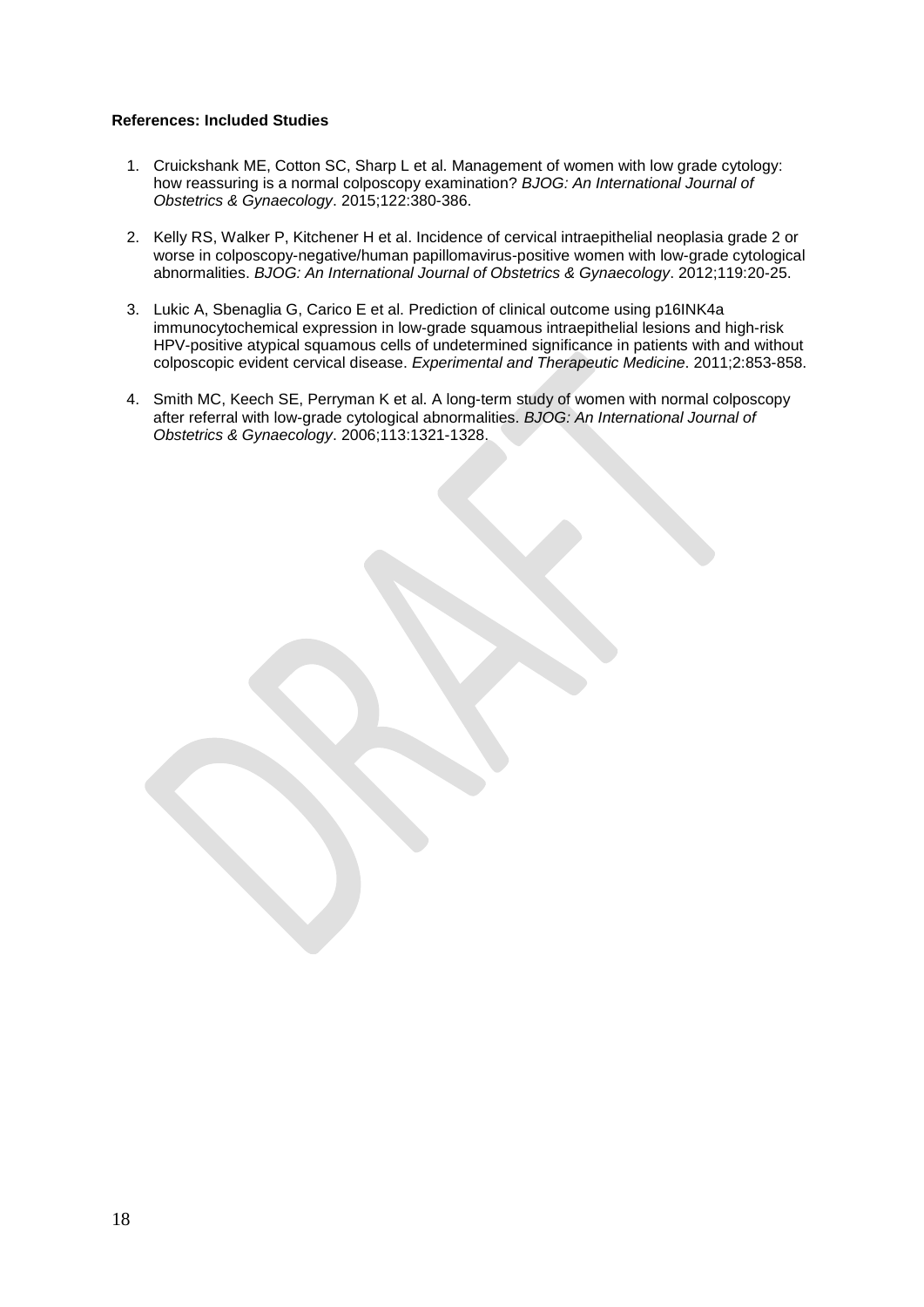**References: Included Studies**

1. Cruickshank ME, Cotton SC, Sharp L et al. Management of women with low grade cytology: how reassuring is a normal colposcopy examination? *BJOG: An International Journal of Obstetrics & Gynaecology*. 2015;122:380-386.

2. Kelly RS, Walker P, Kitchener H et al. Incidence of cervical intraepithelial neoplasia grade 2 or worse in colposcopy-negative/human papillomavirus-positive women with low-grade cytological abnormalities. *BJOG: An International Journal of Obstetrics & Gynaecology*. 2012;119:20-25.

3. Lukic A, Sbenaglia G, Carico E et al. Prediction of clinical outcome using p16INK4a immunocytochemical expression in low-grade squamous intraepithelial lesions and high-risk HPV-positive atypical squamous cells of undetermined significance in patients with and without colposcopic evident cervical disease. *Experimental and Therapeutic Medicine*. 2011;2:853-858.

4. Smith MC, Keech SE, Perryman K et al. A long-term study of women with normal colposcopy after referral with low-grade cytological abnormalities. *BJOG: An International Journal of Obstetrics & Gynaecology*. 2006;113:1321-1328.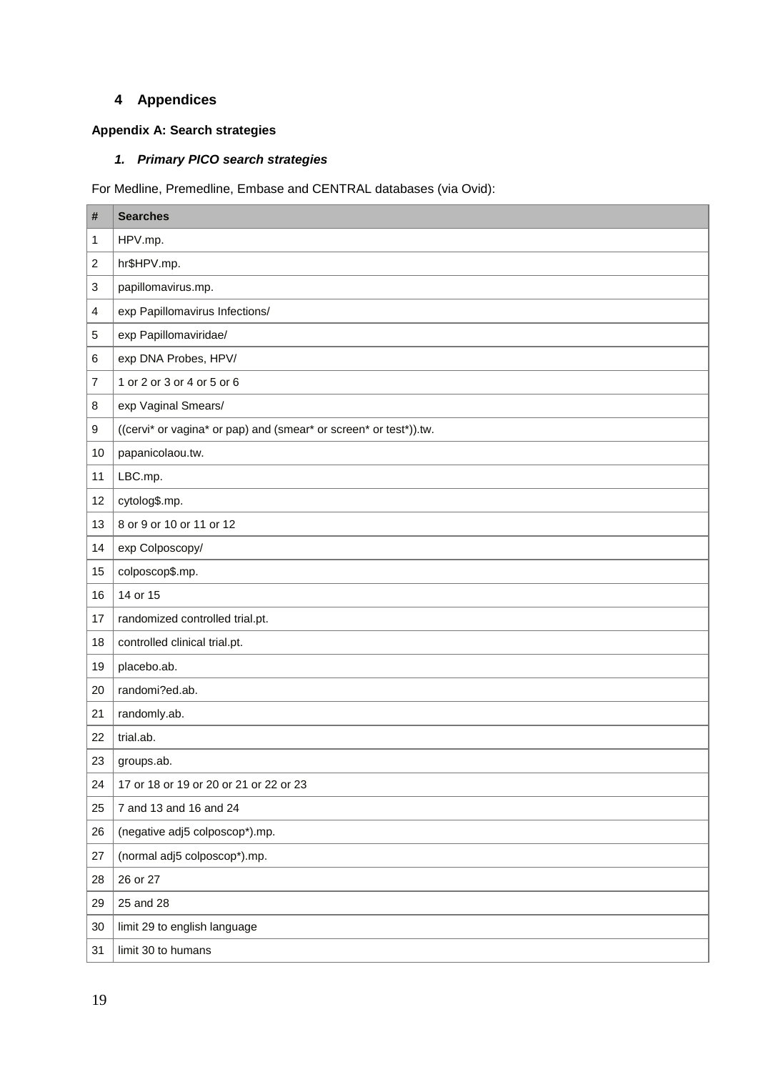# 4 Appendices

## Appendix A: Search strategies

### *1. Primary PICO search strategies*

For Medline, Premedline, Embase and CENTRAL databases (via Ovid):

| # | Searches |
|---|---|
| 1 | HPV.mp. |
| 2 | hr$HPV.mp. |
| 3 | papillomavirus.mp. |
| 4 | exp Papillomavirus Infections/ |
| 5 | exp Papillomaviridae/ |
| 6 | exp DNA Probes, HPV/ |
| 7 | 1 or 2 or 3 or 4 or 5 or 6 |
| 8 | exp Vaginal Smears/ |
| 9 | ((cervi* or vagina* or pap) and (smear* or screen* or test*)).tw. |
| 10 | papanicolaou.tw. |
| 11 | LBC.mp. |
| 12 | cytolog$.mp. |
| 13 | 8 or 9 or 10 or 11 or 12 |
| 14 | exp Colposcopy/ |
| 15 | colposcop$.mp. |
| 16 | 14 or 15 |
| 17 | randomized controlled trial.pt. |
| 18 | controlled clinical trial.pt. |
| 19 | placebo.ab. |
| 20 | randomi?ed.ab. |
| 21 | randomly.ab. |
| 22 | trial.ab. |
| 23 | groups.ab. |
| 24 | 17 or 18 or 19 or 20 or 21 or 22 or 23 |
| 25 | 7 and 13 and 16 and 24 |
| 26 | (negative adj5 colposcop*).mp. |
| 27 | (normal adj5 colposcop*).mp. |
| 28 | 26 or 27 |
| 29 | 25 and 28 |
| 30 | limit 29 to english language |
| 31 | limit 30 to humans |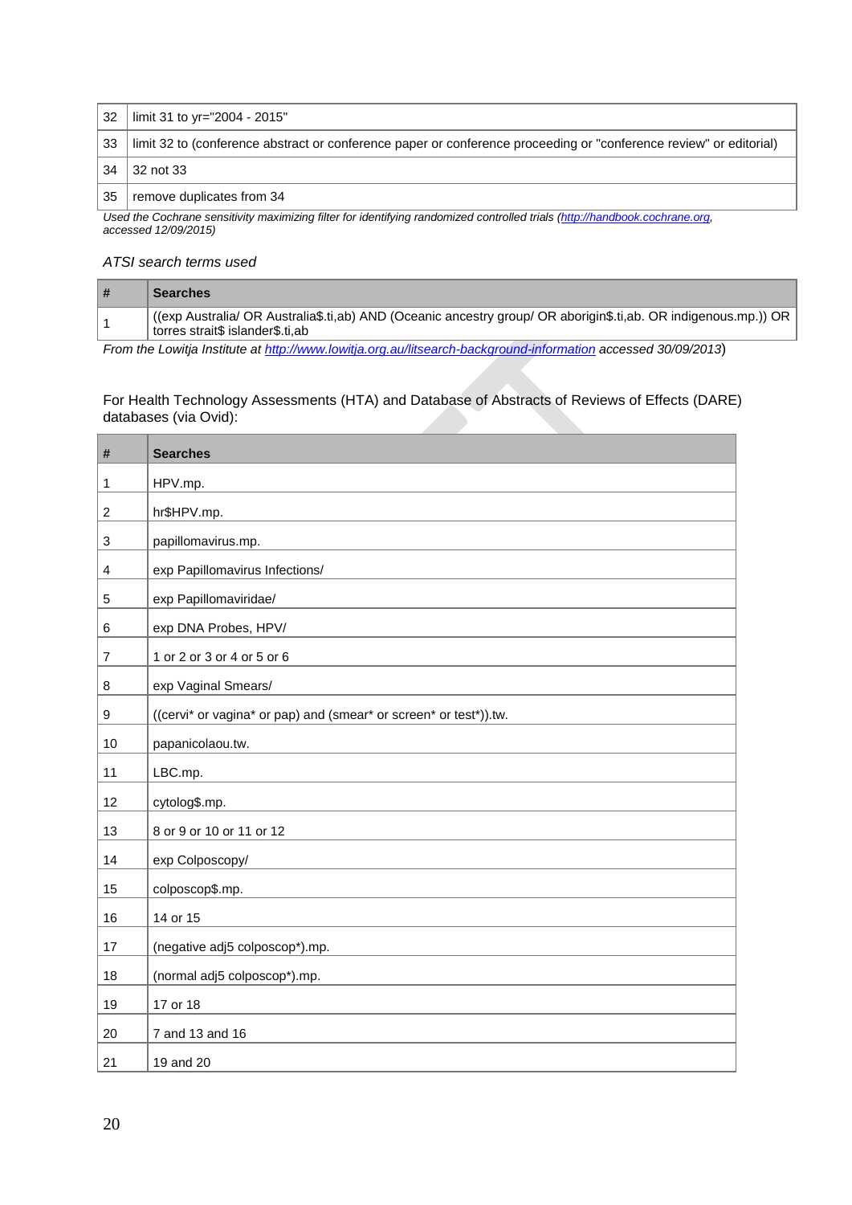| | |
|---|---|
| 32 | limit 31 to yr="2004 - 2015" |
| 33 | limit 32 to (conference abstract or conference paper or conference proceeding or "conference review" or editorial) |
| 34 | 32 not 33 |
| 35 | remove duplicates from 34 |

*Used the Cochrane sensitivity maximizing filter for identifying randomized controlled trials (http://handbook.cochrane.org, accessed 12/09/2015)*

*ATSI search terms used*

| # | Searches |
|---|---|
| 1 | ((exp Australia/ OR Australia$.ti,ab) AND (Oceanic ancestry group/ OR aborigin$.ti,ab. OR indigenous.mp.)) OR torres strait$ islander$.ti,ab |

*From the Lowitja Institute at http://www.lowitja.org.au/litsearch-background-information accessed 30/09/2013*)

For Health Technology Assessments (HTA) and Database of Abstracts of Reviews of Effects (DARE) databases (via Ovid):

| # | Searches |
|---|---|
| 1 | HPV.mp. |
| 2 | hr$HPV.mp. |
| 3 | papillomavirus.mp. |
| 4 | exp Papillomavirus Infections/ |
| 5 | exp Papillomaviridae/ |
| 6 | exp DNA Probes, HPV/ |
| 7 | 1 or 2 or 3 or 4 or 5 or 6 |
| 8 | exp Vaginal Smears/ |
| 9 | ((cervi* or vagina* or pap) and (smear* or screen* or test*)).tw. |
| 10 | papanicolaou.tw. |
| 11 | LBC.mp. |
| 12 | cytolog$.mp. |
| 13 | 8 or 9 or 10 or 11 or 12 |
| 14 | exp Colposcopy/ |
| 15 | colposcop$.mp. |
| 16 | 14 or 15 |
| 17 | (negative adj5 colposcop*).mp. |
| 18 | (normal adj5 colposcop*).mp. |
| 19 | 17 or 18 |
| 20 | 7 and 13 and 16 |
| 21 | 19 and 20 |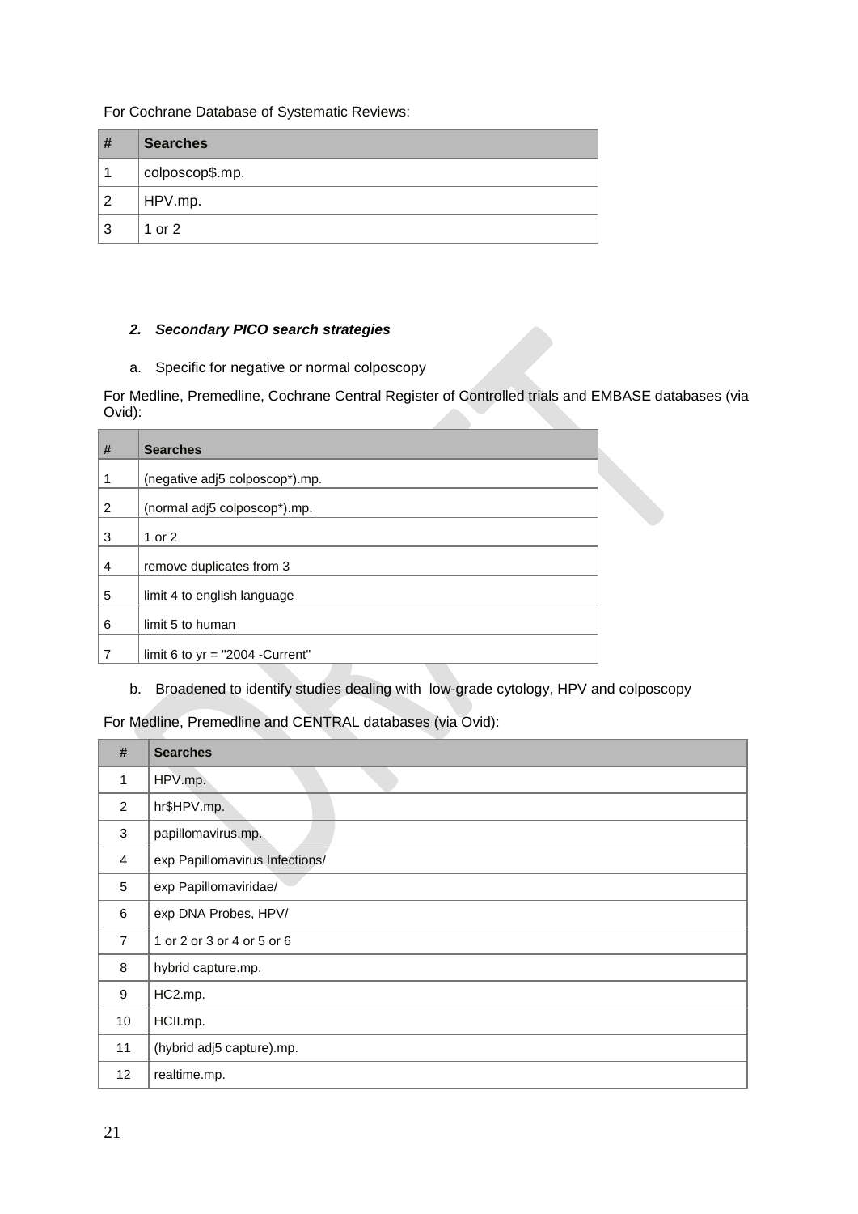For Cochrane Database of Systematic Reviews:

| # | Searches |
|---|---|
| 1 | colposcop$.mp. |
| 2 | HPV.mp. |
| 3 | 1 or 2 |

### *2. Secondary PICO search strategies*

a. Specific for negative or normal colposcopy

For Medline, Premedline, Cochrane Central Register of Controlled trials and EMBASE databases (via Ovid):

| # | Searches |
|---|---|
| 1 | (negative adj5 colposcop*).mp. |
| 2 | (normal adj5 colposcop*).mp. |
| 3 | 1 or 2 |
| 4 | remove duplicates from 3 |
| 5 | limit 4 to english language |
| 6 | limit 5 to human |
| 7 | limit 6 to yr = "2004 -Current" |

b. Broadened to identify studies dealing with low-grade cytology, HPV and colposcopy

For Medline, Premedline and CENTRAL databases (via Ovid):

| # | Searches |
|---|---|
| 1 | HPV.mp. |
| 2 | hr$HPV.mp. |
| 3 | papillomavirus.mp. |
| 4 | exp Papillomavirus Infections/ |
| 5 | exp Papillomaviridae/ |
| 6 | exp DNA Probes, HPV/ |
| 7 | 1 or 2 or 3 or 4 or 5 or 6 |
| 8 | hybrid capture.mp. |
| 9 | HC2.mp. |
| 10 | HCII.mp. |
| 11 | (hybrid adj5 capture).mp. |
| 12 | realtime.mp. |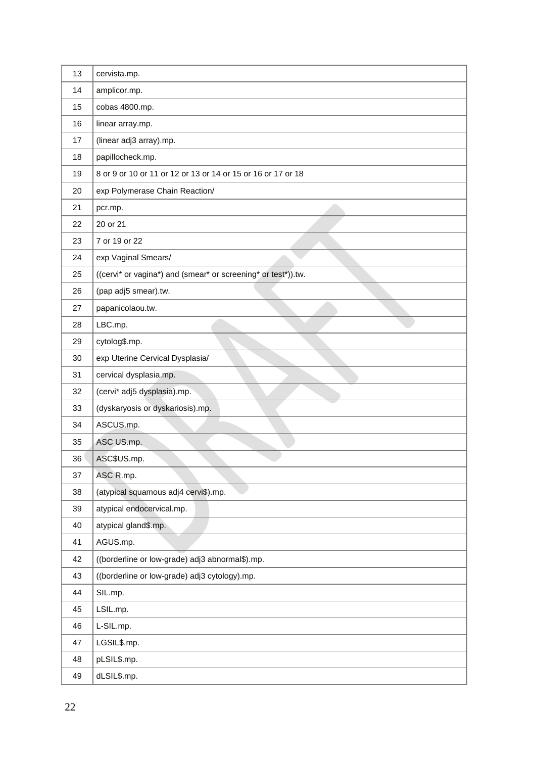| | |
|---|---|
| 13 | cervista.mp. |
| 14 | amplicor.mp. |
| 15 | cobas 4800.mp. |
| 16 | linear array.mp. |
| 17 | (linear adj3 array).mp. |
| 18 | papillocheck.mp. |
| 19 | 8 or 9 or 10 or 11 or 12 or 13 or 14 or 15 or 16 or 17 or 18 |
| 20 | exp Polymerase Chain Reaction/ |
| 21 | pcr.mp. |
| 22 | 20 or 21 |
| 23 | 7 or 19 or 22 |
| 24 | exp Vaginal Smears/ |
| 25 | ((cervi* or vagina*) and (smear* or screening* or test*)).tw. |
| 26 | (pap adj5 smear).tw. |
| 27 | papanicolaou.tw. |
| 28 | LBC.mp. |
| 29 | cytolog$.mp. |
| 30 | exp Uterine Cervical Dysplasia/ |
| 31 | cervical dysplasia.mp. |
| 32 | (cervi* adj5 dysplasia).mp. |
| 33 | (dyskaryosis or dyskariosis).mp. |
| 34 | ASCUS.mp. |
| 35 | ASC US.mp. |
| 36 | ASC$US.mp. |
| 37 | ASC R.mp. |
| 38 | (atypical squamous adj4 cervi$).mp. |
| 39 | atypical endocervical.mp. |
| 40 | atypical gland$.mp. |
| 41 | AGUS.mp. |
| 42 | ((borderline or low-grade) adj3 abnormal$).mp. |
| 43 | ((borderline or low-grade) adj3 cytology).mp. |
| 44 | SIL.mp. |
| 45 | LSIL.mp. |
| 46 | L-SIL.mp. |
| 47 | LGSIL$.mp. |
| 48 | pLSIL$.mp. |
| 49 | dLSIL$.mp. |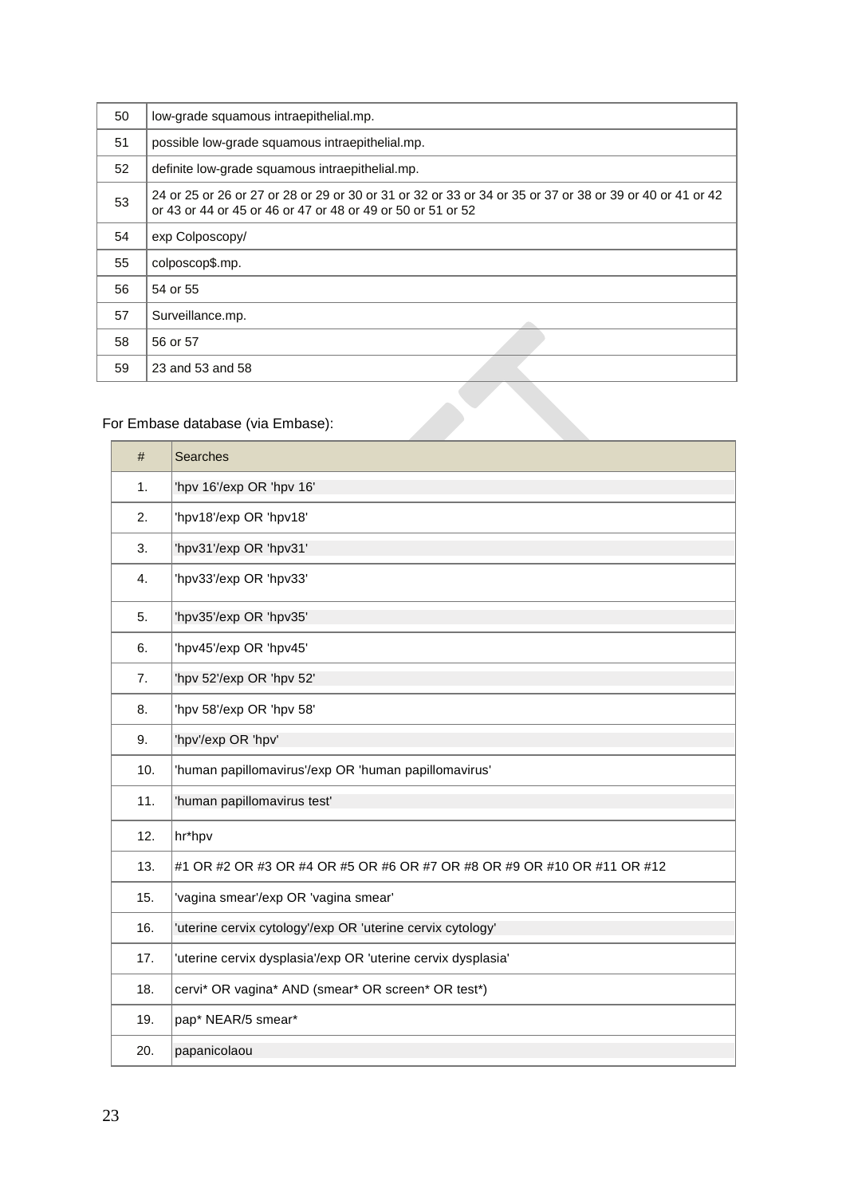| | |
|---|---|
| 50 | low-grade squamous intraepithelial.mp. |
| 51 | possible low-grade squamous intraepithelial.mp. |
| 52 | definite low-grade squamous intraepithelial.mp. |
| 53 | 24 or 25 or 26 or 27 or 28 or 29 or 30 or 31 or 32 or 33 or 34 or 35 or 37 or 38 or 39 or 40 or 41 or 42 or 43 or 44 or 45 or 46 or 47 or 48 or 49 or 50 or 51 or 52 |
| 54 | exp Colposcopy/ |
| 55 | colposcop$.mp. |
| 56 | 54 or 55 |
| 57 | Surveillance.mp. |
| 58 | 56 or 57 |
| 59 | 23 and 53 and 58 |

For Embase database (via Embase):

| # | Searches |
|---|---|
| 1. | 'hpv 16'/exp OR 'hpv 16' |
| 2. | 'hpv18'/exp OR 'hpv18' |
| 3. | 'hpv31'/exp OR 'hpv31' |
| 4. | 'hpv33'/exp OR 'hpv33' |
| 5. | 'hpv35'/exp OR 'hpv35' |
| 6. | 'hpv45'/exp OR 'hpv45' |
| 7. | 'hpv 52'/exp OR 'hpv 52' |
| 8. | 'hpv 58'/exp OR 'hpv 58' |
| 9. | 'hpv'/exp OR 'hpv' |
| 10. | 'human papillomavirus'/exp OR 'human papillomavirus' |
| 11. | 'human papillomavirus test' |
| 12. | hr*hpv |
| 13. | #1 OR #2 OR #3 OR #4 OR #5 OR #6 OR #7 OR #8 OR #9 OR #10 OR #11 OR #12 |
| 15. | 'vagina smear'/exp OR 'vagina smear' |
| 16. | 'uterine cervix cytology'/exp OR 'uterine cervix cytology' |
| 17. | 'uterine cervix dysplasia'/exp OR 'uterine cervix dysplasia' |
| 18. | cervi* OR vagina* AND (smear* OR screen* OR test*) |
| 19. | pap* NEAR/5 smear* |
| 20. | papanicolaou |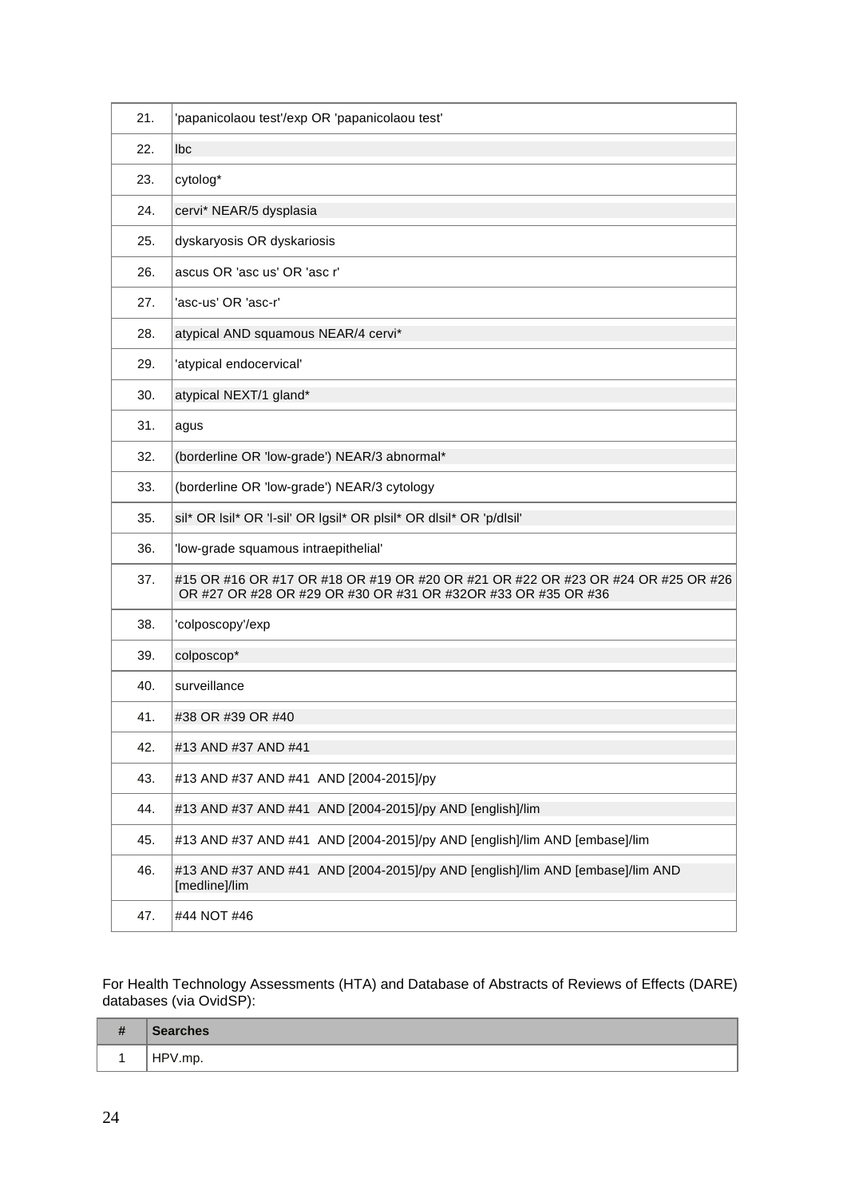| | |
|---|---|
| 21. | 'papanicolaou test'/exp OR 'papanicolaou test' |
| 22. | lbc |
| 23. | cytolog* |
| 24. | cervi* NEAR/5 dysplasia |
| 25. | dyskaryosis OR dyskariosis |
| 26. | ascus OR 'asc us' OR 'asc r' |
| 27. | 'asc-us' OR 'asc-r' |
| 28. | atypical AND squamous NEAR/4 cervi* |
| 29. | 'atypical endocervical' |
| 30. | atypical NEXT/1 gland* |
| 31. | agus |
| 32. | (borderline OR 'low-grade') NEAR/3 abnormal* |
| 33. | (borderline OR 'low-grade') NEAR/3 cytology |
| 35. | sil* OR lsil* OR 'l-sil' OR lgsil* OR plsil* OR dlsil* OR 'p/dlsil' |
| 36. | 'low-grade squamous intraepithelial' |
| 37. | #15 OR #16 OR #17 OR #18 OR #19 OR #20 OR #21 OR #22 OR #23 OR #24 OR #25 OR #26 OR #27 OR #28 OR #29 OR #30 OR #31 OR #32OR #33 OR #35 OR #36 |
| 38. | 'colposcopy'/exp |
| 39. | colposcop* |
| 40. | surveillance |
| 41. | #38 OR #39 OR #40 |
| 42. | #13 AND #37 AND #41 |
| 43. | #13 AND #37 AND #41 AND [2004-2015]/py |
| 44. | #13 AND #37 AND #41 AND [2004-2015]/py AND [english]/lim |
| 45. | #13 AND #37 AND #41 AND [2004-2015]/py AND [english]/lim AND [embase]/lim |
| 46. | #13 AND #37 AND #41 AND [2004-2015]/py AND [english]/lim AND [embase]/lim AND [medline]/lim |
| 47. | #44 NOT #46 |

For Health Technology Assessments (HTA) and Database of Abstracts of Reviews of Effects (DARE) databases (via OvidSP):

| # | Searches |
|---|---|
| 1 | HPV.mp. |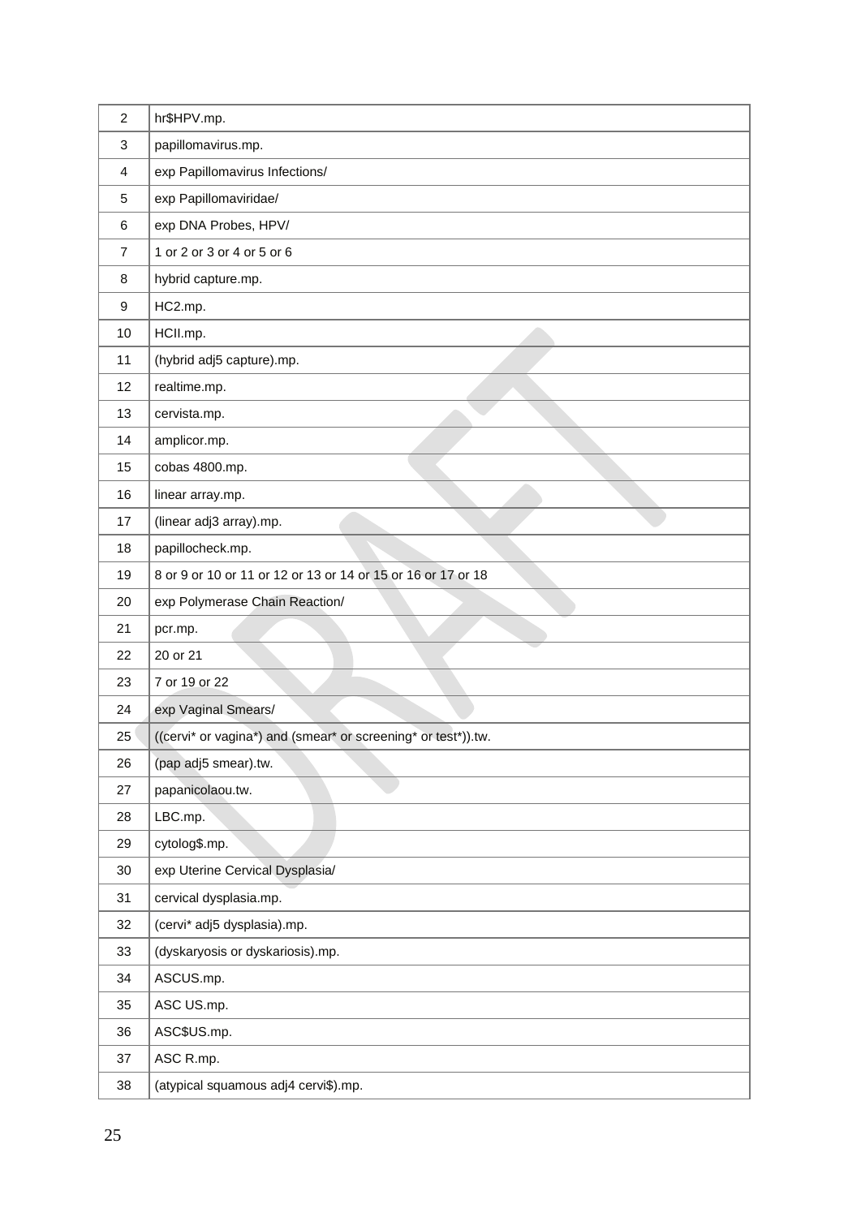| | |
|---|---|
| 2 | hr$HPV.mp. |
| 3 | papillomavirus.mp. |
| 4 | exp Papillomavirus Infections/ |
| 5 | exp Papillomaviridae/ |
| 6 | exp DNA Probes, HPV/ |
| 7 | 1 or 2 or 3 or 4 or 5 or 6 |
| 8 | hybrid capture.mp. |
| 9 | HC2.mp. |
| 10 | HCII.mp. |
| 11 | (hybrid adj5 capture).mp. |
| 12 | realtime.mp. |
| 13 | cervista.mp. |
| 14 | amplicor.mp. |
| 15 | cobas 4800.mp. |
| 16 | linear array.mp. |
| 17 | (linear adj3 array).mp. |
| 18 | papillocheck.mp. |
| 19 | 8 or 9 or 10 or 11 or 12 or 13 or 14 or 15 or 16 or 17 or 18 |
| 20 | exp Polymerase Chain Reaction/ |
| 21 | pcr.mp. |
| 22 | 20 or 21 |
| 23 | 7 or 19 or 22 |
| 24 | exp Vaginal Smears/ |
| 25 | ((cervi* or vagina*) and (smear* or screening* or test*)).tw. |
| 26 | (pap adj5 smear).tw. |
| 27 | papanicolaou.tw. |
| 28 | LBC.mp. |
| 29 | cytolog$.mp. |
| 30 | exp Uterine Cervical Dysplasia/ |
| 31 | cervical dysplasia.mp. |
| 32 | (cervi* adj5 dysplasia).mp. |
| 33 | (dyskaryosis or dyskariosis).mp. |
| 34 | ASCUS.mp. |
| 35 | ASC US.mp. |
| 36 | ASC$US.mp. |
| 37 | ASC R.mp. |
| 38 | (atypical squamous adj4 cervi$).mp. |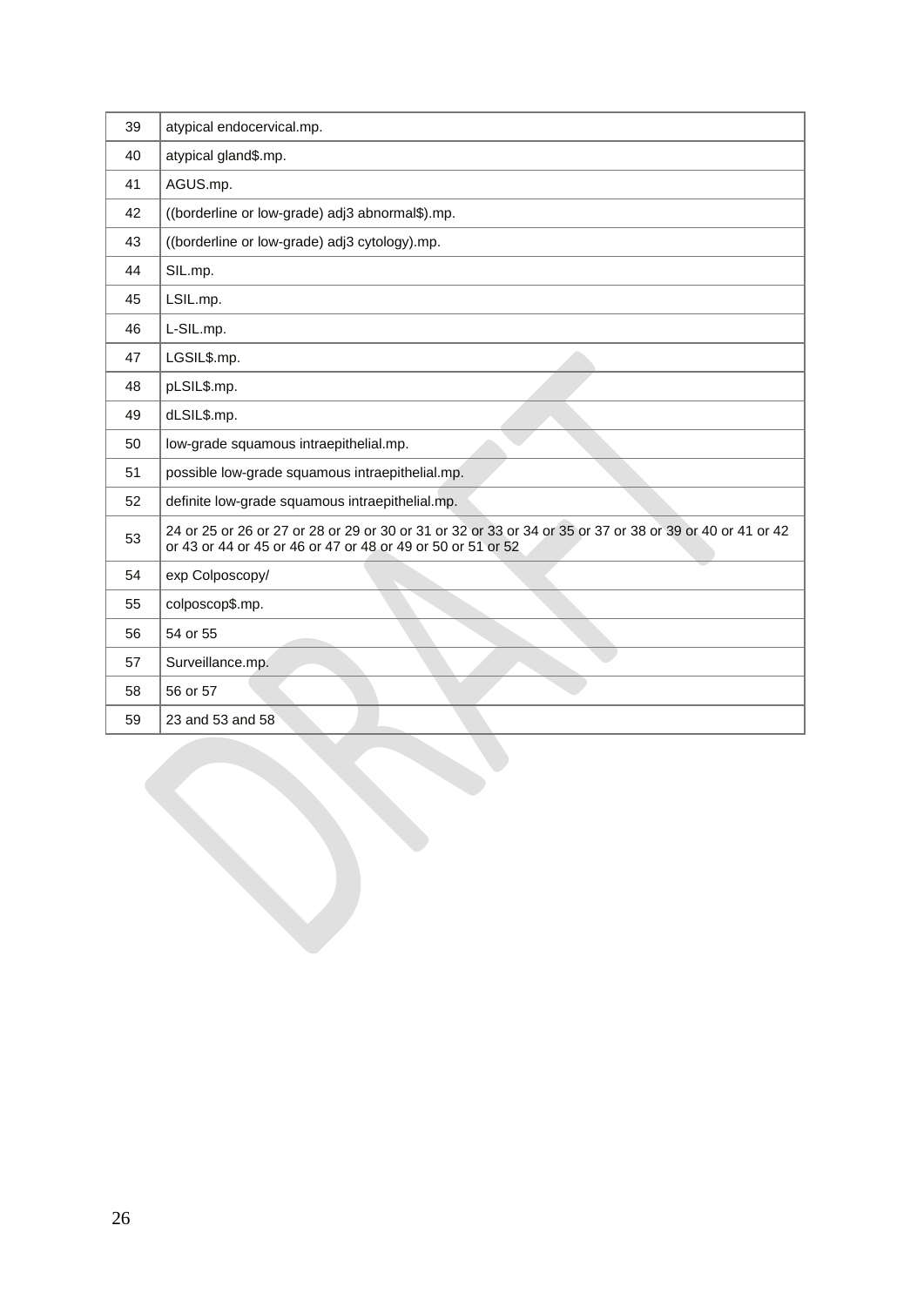| | |
|---|---|
| 39 | atypical endocervical.mp. |
| 40 | atypical gland$.mp. |
| 41 | AGUS.mp. |
| 42 | ((borderline or low-grade) adj3 abnormal$).mp. |
| 43 | ((borderline or low-grade) adj3 cytology).mp. |
| 44 | SIL.mp. |
| 45 | LSIL.mp. |
| 46 | L-SIL.mp. |
| 47 | LGSIL$.mp. |
| 48 | pLSIL$.mp. |
| 49 | dLSIL$.mp. |
| 50 | low-grade squamous intraepithelial.mp. |
| 51 | possible low-grade squamous intraepithelial.mp. |
| 52 | definite low-grade squamous intraepithelial.mp. |
| 53 | 24 or 25 or 26 or 27 or 28 or 29 or 30 or 31 or 32 or 33 or 34 or 35 or 37 or 38 or 39 or 40 or 41 or 42 or 43 or 44 or 45 or 46 or 47 or 48 or 49 or 50 or 51 or 52 |
| 54 | exp Colposcopy/ |
| 55 | colposcop$.mp. |
| 56 | 54 or 55 |
| 57 | Surveillance.mp. |
| 58 | 56 or 57 |
| 59 | 23 and 53 and 58 |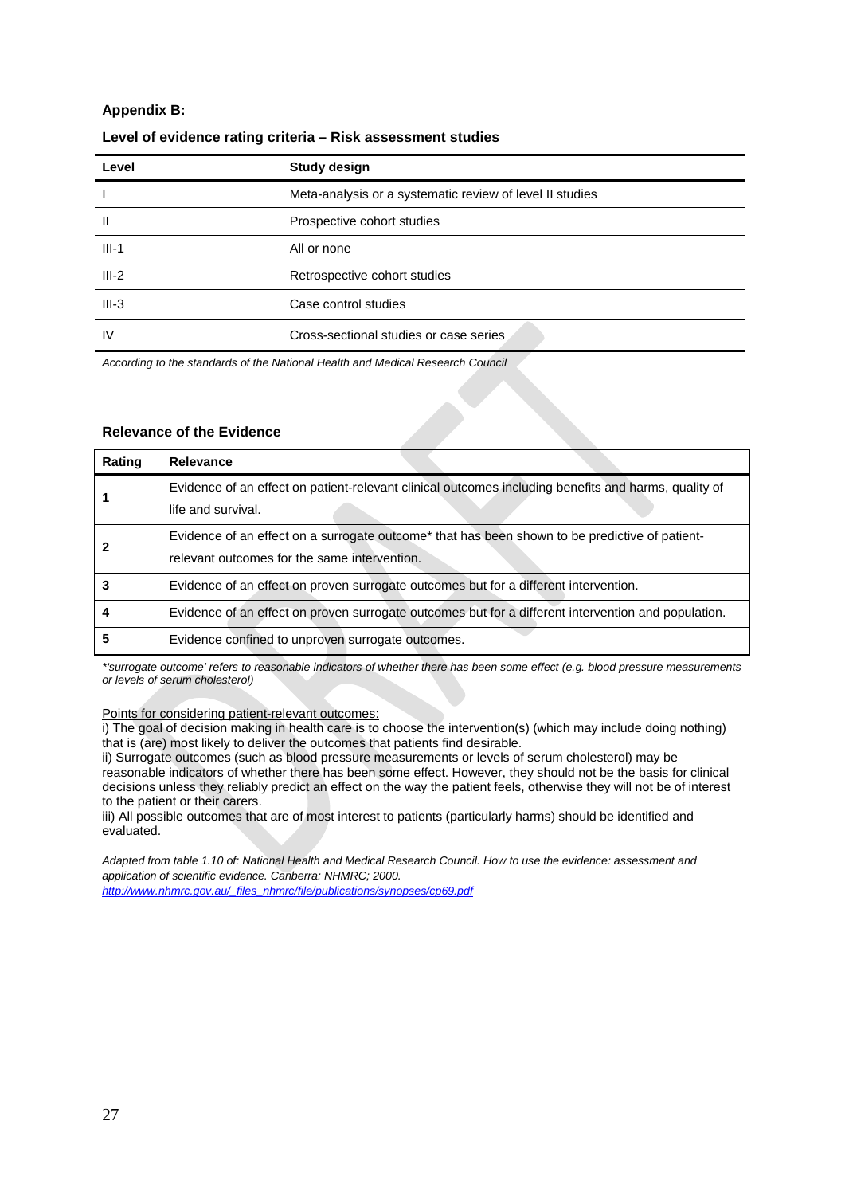## Appendix B:

### Level of evidence rating criteria – Risk assessment studies

| Level | Study design |
|---|---|
| I | Meta-analysis or a systematic review of level II studies |
| II | Prospective cohort studies |
| III-1 | All or none |
| III-2 | Retrospective cohort studies |
| III-3 | Case control studies |
| IV | Cross-sectional studies or case series |

*According to the standards of the National Health and Medical Research Council*

### Relevance of the Evidence

| Rating | Relevance |
|---|---|
| **1** | Evidence of an effect on patient-relevant clinical outcomes including benefits and harms, quality of life and survival. |
| **2** | Evidence of an effect on a surrogate outcome* that has been shown to be predictive of patient-relevant outcomes for the same intervention. |
| **3** | Evidence of an effect on proven surrogate outcomes but for a different intervention. |
| **4** | Evidence of an effect on proven surrogate outcomes but for a different intervention and population. |
| **5** | Evidence confined to unproven surrogate outcomes. |

*\*'surrogate outcome' refers to reasonable indicators of whether there has been some effect (e.g. blood pressure measurements or levels of serum cholesterol)*

<u>Points for considering patient-relevant outcomes:</u>

i) The goal of decision making in health care is to choose the intervention(s) (which may include doing nothing) that is (are) most likely to deliver the outcomes that patients find desirable.

ii) Surrogate outcomes (such as blood pressure measurements or levels of serum cholesterol) may be reasonable indicators of whether there has been some effect. However, they should not be the basis for clinical decisions unless they reliably predict an effect on the way the patient feels, otherwise they will not be of interest to the patient or their carers.

iii) All possible outcomes that are of most interest to patients (particularly harms) should be identified and evaluated.

*Adapted from table 1.10 of: National Health and Medical Research Council. How to use the evidence: assessment and application of scientific evidence. Canberra: NHMRC; 2000.*
*http://www.nhmrc.gov.au/_files_nhmrc/file/publications/synopses/cp69.pdf*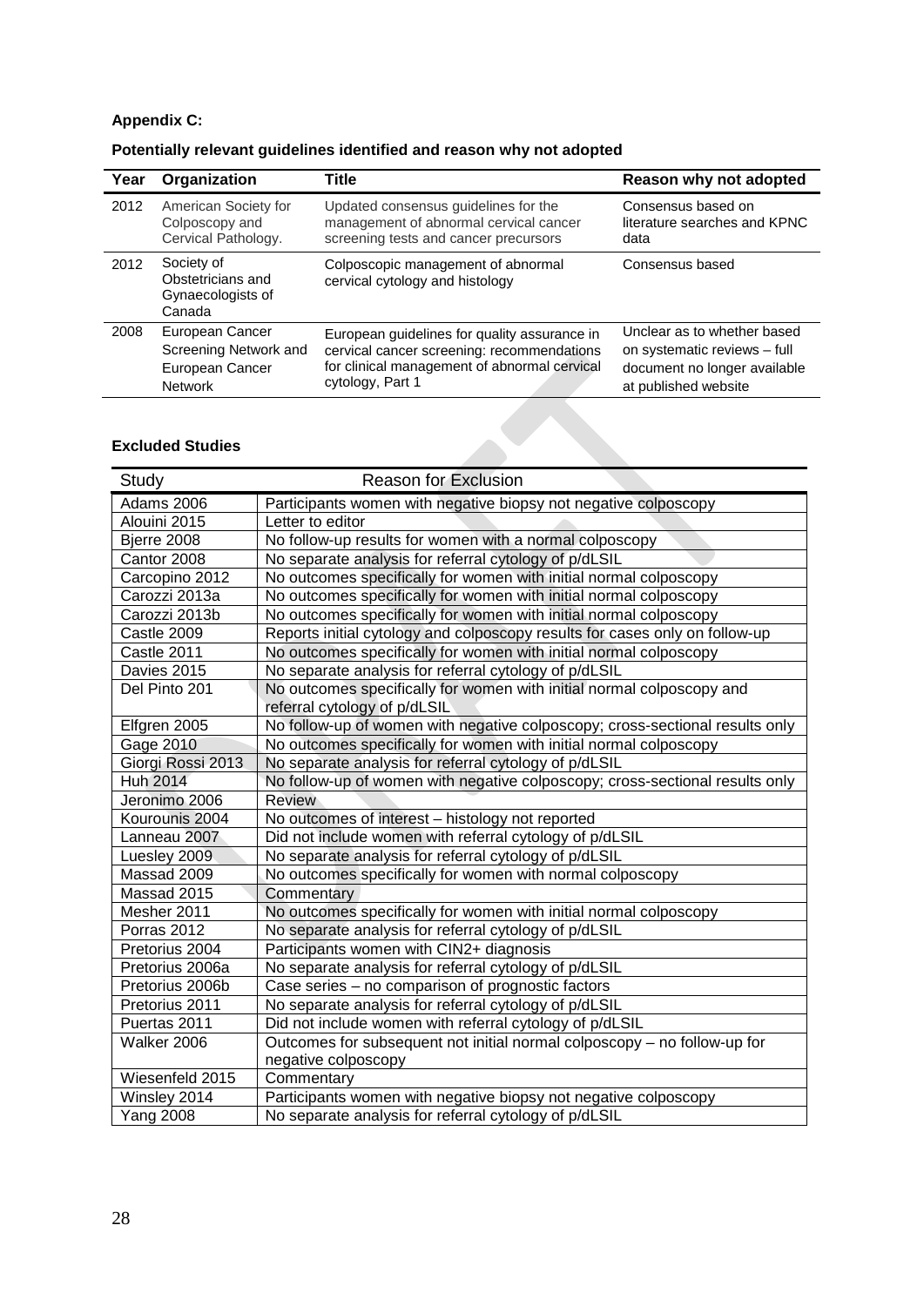**Appendix C:**

**Potentially relevant guidelines identified and reason why not adopted**

| Year | Organization | Title | Reason why not adopted |
|---|---|---|---|
| 2012 | American Society for Colposcopy and Cervical Pathology. | Updated consensus guidelines for the management of abnormal cervical cancer screening tests and cancer precursors | Consensus based on literature searches and KPNC data |
| 2012 | Society of Obstetricians and Gynaecologists of Canada | Colposcopic management of abnormal cervical cytology and histology | Consensus based |
| 2008 | European Cancer Screening Network and European Cancer Network | European guidelines for quality assurance in cervical cancer screening: recommendations for clinical management of abnormal cervical cytology, Part 1 | Unclear as to whether based on systematic reviews – full document no longer available at published website |

**Excluded Studies**

| Study | Reason for Exclusion |
|---|---|
| Adams 2006 | Participants women with negative biopsy not negative colposcopy |
| Alouini 2015 | Letter to editor |
| Bjerre 2008 | No follow-up results for women with a normal colposcopy |
| Cantor 2008 | No separate analysis for referral cytology of p/dLSIL |
| Carcopino 2012 | No outcomes specifically for women with initial normal colposcopy |
| Carozzi 2013a | No outcomes specifically for women with initial normal colposcopy |
| Carozzi 2013b | No outcomes specifically for women with initial normal colposcopy |
| Castle 2009 | Reports initial cytology and colposcopy results for cases only on follow-up |
| Castle 2011 | No outcomes specifically for women with initial normal colposcopy |
| Davies 2015 | No separate analysis for referral cytology of p/dLSIL |
| Del Pinto 201 | No outcomes specifically for women with initial normal colposcopy and referral cytology of p/dLSIL |
| Elfgren 2005 | No follow-up of women with negative colposcopy; cross-sectional results only |
| Gage 2010 | No outcomes specifically for women with initial normal colposcopy |
| Giorgi Rossi 2013 | No separate analysis for referral cytology of p/dLSIL |
| Huh 2014 | No follow-up of women with negative colposcopy; cross-sectional results only |
| Jeronimo 2006 | Review |
| Kourounis 2004 | No outcomes of interest – histology not reported |
| Lanneau 2007 | Did not include women with referral cytology of p/dLSIL |
| Luesley 2009 | No separate analysis for referral cytology of p/dLSIL |
| Massad 2009 | No outcomes specifically for women with normal colposcopy |
| Massad 2015 | Commentary |
| Mesher 2011 | No outcomes specifically for women with initial normal colposcopy |
| Porras 2012 | No separate analysis for referral cytology of p/dLSIL |
| Pretorius 2004 | Participants women with CIN2+ diagnosis |
| Pretorius 2006a | No separate analysis for referral cytology of p/dLSIL |
| Pretorius 2006b | Case series – no comparison of prognostic factors |
| Pretorius 2011 | No separate analysis for referral cytology of p/dLSIL |
| Puertas 2011 | Did not include women with referral cytology of p/dLSIL |
| Walker 2006 | Outcomes for subsequent not initial normal colposcopy – no follow-up for negative colposcopy |
| Wiesenfeld 2015 | Commentary |
| Winsley 2014 | Participants women with negative biopsy not negative colposcopy |
| Yang 2008 | No separate analysis for referral cytology of p/dLSIL |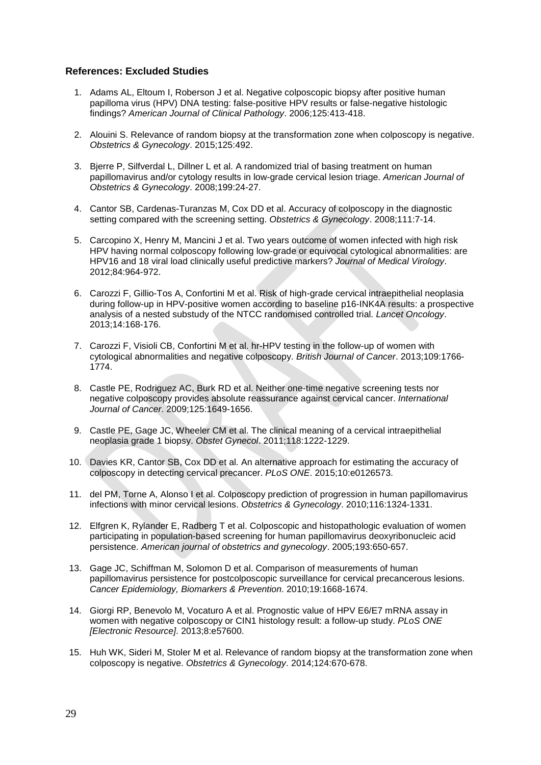### References: Excluded Studies

1. Adams AL, Eltoum I, Roberson J et al. Negative colposcopic biopsy after positive human papilloma virus (HPV) DNA testing: false-positive HPV results or false-negative histologic findings? *American Journal of Clinical Pathology*. 2006;125:413-418.

2. Alouini S. Relevance of random biopsy at the transformation zone when colposcopy is negative. *Obstetrics & Gynecology*. 2015;125:492.

3. Bjerre P, Silfverdal L, Dillner L et al. A randomized trial of basing treatment on human papillomavirus and/or cytology results in low-grade cervical lesion triage. *American Journal of Obstetrics & Gynecology*. 2008;199:24-27.

4. Cantor SB, Cardenas-Turanzas M, Cox DD et al. Accuracy of colposcopy in the diagnostic setting compared with the screening setting. *Obstetrics & Gynecology*. 2008;111:7-14.

5. Carcopino X, Henry M, Mancini J et al. Two years outcome of women infected with high risk HPV having normal colposcopy following low-grade or equivocal cytological abnormalities: are HPV16 and 18 viral load clinically useful predictive markers? *Journal of Medical Virology*. 2012;84:964-972.

6. Carozzi F, Gillio-Tos A, Confortini M et al. Risk of high-grade cervical intraepithelial neoplasia during follow-up in HPV-positive women according to baseline p16-INK4A results: a prospective analysis of a nested substudy of the NTCC randomised controlled trial. *Lancet Oncology*. 2013;14:168-176.

7. Carozzi F, Visioli CB, Confortini M et al. hr-HPV testing in the follow-up of women with cytological abnormalities and negative colposcopy. *British Journal of Cancer*. 2013;109:1766-1774.

8. Castle PE, Rodriguez AC, Burk RD et al. Neither one-time negative screening tests nor negative colposcopy provides absolute reassurance against cervical cancer. *International Journal of Cancer*. 2009;125:1649-1656.

9. Castle PE, Gage JC, Wheeler CM et al. The clinical meaning of a cervical intraepithelial neoplasia grade 1 biopsy. *Obstet Gynecol*. 2011;118:1222-1229.

10. Davies KR, Cantor SB, Cox DD et al. An alternative approach for estimating the accuracy of colposcopy in detecting cervical precancer. *PLoS ONE*. 2015;10:e0126573.

11. del PM, Torne A, Alonso I et al. Colposcopy prediction of progression in human papillomavirus infections with minor cervical lesions. *Obstetrics & Gynecology*. 2010;116:1324-1331.

12. Elfgren K, Rylander E, Radberg T et al. Colposcopic and histopathologic evaluation of women participating in population-based screening for human papillomavirus deoxyribonucleic acid persistence. *American journal of obstetrics and gynecology*. 2005;193:650-657.

13. Gage JC, Schiffman M, Solomon D et al. Comparison of measurements of human papillomavirus persistence for postcolposcopic surveillance for cervical precancerous lesions. *Cancer Epidemiology, Biomarkers & Prevention*. 2010;19:1668-1674.

14. Giorgi RP, Benevolo M, Vocaturo A et al. Prognostic value of HPV E6/E7 mRNA assay in women with negative colposcopy or CIN1 histology result: a follow-up study. *PLoS ONE [Electronic Resource]*. 2013;8:e57600.

15. Huh WK, Sideri M, Stoler M et al. Relevance of random biopsy at the transformation zone when colposcopy is negative. *Obstetrics & Gynecology*. 2014;124:670-678.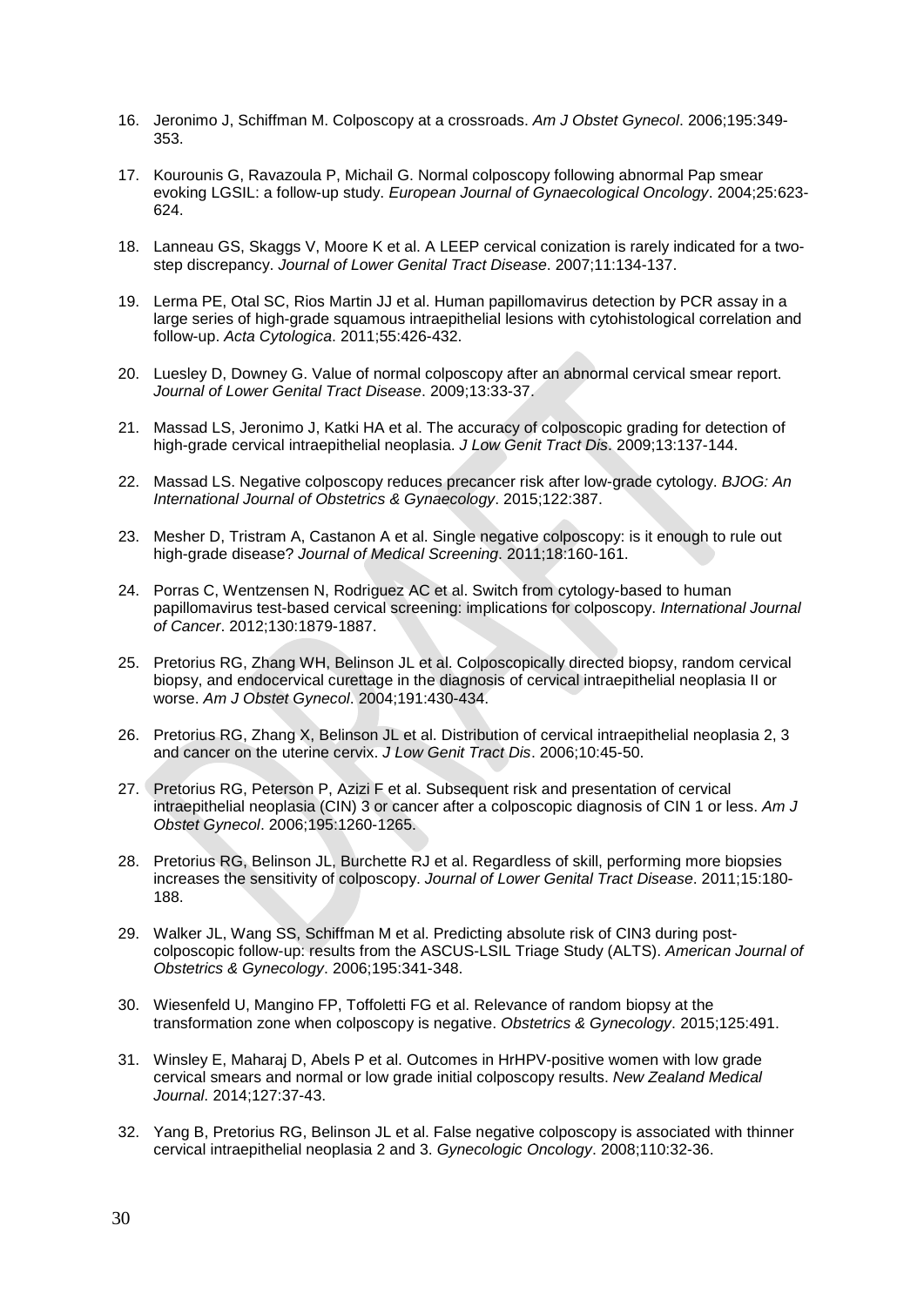16. Jeronimo J, Schiffman M. Colposcopy at a crossroads. *Am J Obstet Gynecol*. 2006;195:349-353.

17. Kourounis G, Ravazoula P, Michail G. Normal colposcopy following abnormal Pap smear evoking LGSIL: a follow-up study. *European Journal of Gynaecological Oncology*. 2004;25:623-624.

18. Lanneau GS, Skaggs V, Moore K et al. A LEEP cervical conization is rarely indicated for a two-step discrepancy. *Journal of Lower Genital Tract Disease*. 2007;11:134-137.

19. Lerma PE, Otal SC, Rios Martin JJ et al. Human papillomavirus detection by PCR assay in a large series of high-grade squamous intraepithelial lesions with cytohistological correlation and follow-up. *Acta Cytologica*. 2011;55:426-432.

20. Luesley D, Downey G. Value of normal colposcopy after an abnormal cervical smear report. *Journal of Lower Genital Tract Disease*. 2009;13:33-37.

21. Massad LS, Jeronimo J, Katki HA et al. The accuracy of colposcopic grading for detection of high-grade cervical intraepithelial neoplasia. *J Low Genit Tract Dis*. 2009;13:137-144.

22. Massad LS. Negative colposcopy reduces precancer risk after low-grade cytology. *BJOG: An International Journal of Obstetrics & Gynaecology*. 2015;122:387.

23. Mesher D, Tristram A, Castanon A et al. Single negative colposcopy: is it enough to rule out high-grade disease? *Journal of Medical Screening*. 2011;18:160-161.

24. Porras C, Wentzensen N, Rodriguez AC et al. Switch from cytology-based to human papillomavirus test-based cervical screening: implications for colposcopy. *International Journal of Cancer*. 2012;130:1879-1887.

25. Pretorius RG, Zhang WH, Belinson JL et al. Colposcopically directed biopsy, random cervical biopsy, and endocervical curettage in the diagnosis of cervical intraepithelial neoplasia II or worse. *Am J Obstet Gynecol*. 2004;191:430-434.

26. Pretorius RG, Zhang X, Belinson JL et al. Distribution of cervical intraepithelial neoplasia 2, 3 and cancer on the uterine cervix. *J Low Genit Tract Dis*. 2006;10:45-50.

27. Pretorius RG, Peterson P, Azizi F et al. Subsequent risk and presentation of cervical intraepithelial neoplasia (CIN) 3 or cancer after a colposcopic diagnosis of CIN 1 or less. *Am J Obstet Gynecol*. 2006;195:1260-1265.

28. Pretorius RG, Belinson JL, Burchette RJ et al. Regardless of skill, performing more biopsies increases the sensitivity of colposcopy. *Journal of Lower Genital Tract Disease*. 2011;15:180-188.

29. Walker JL, Wang SS, Schiffman M et al. Predicting absolute risk of CIN3 during post-colposcopic follow-up: results from the ASCUS-LSIL Triage Study (ALTS). *American Journal of Obstetrics & Gynecology*. 2006;195:341-348.

30. Wiesenfeld U, Mangino FP, Toffoletti FG et al. Relevance of random biopsy at the transformation zone when colposcopy is negative. *Obstetrics & Gynecology*. 2015;125:491.

31. Winsley E, Maharaj D, Abels P et al. Outcomes in HrHPV-positive women with low grade cervical smears and normal or low grade initial colposcopy results. *New Zealand Medical Journal*. 2014;127:37-43.

32. Yang B, Pretorius RG, Belinson JL et al. False negative colposcopy is associated with thinner cervical intraepithelial neoplasia 2 and 3. *Gynecologic Oncology*. 2008;110:32-36.